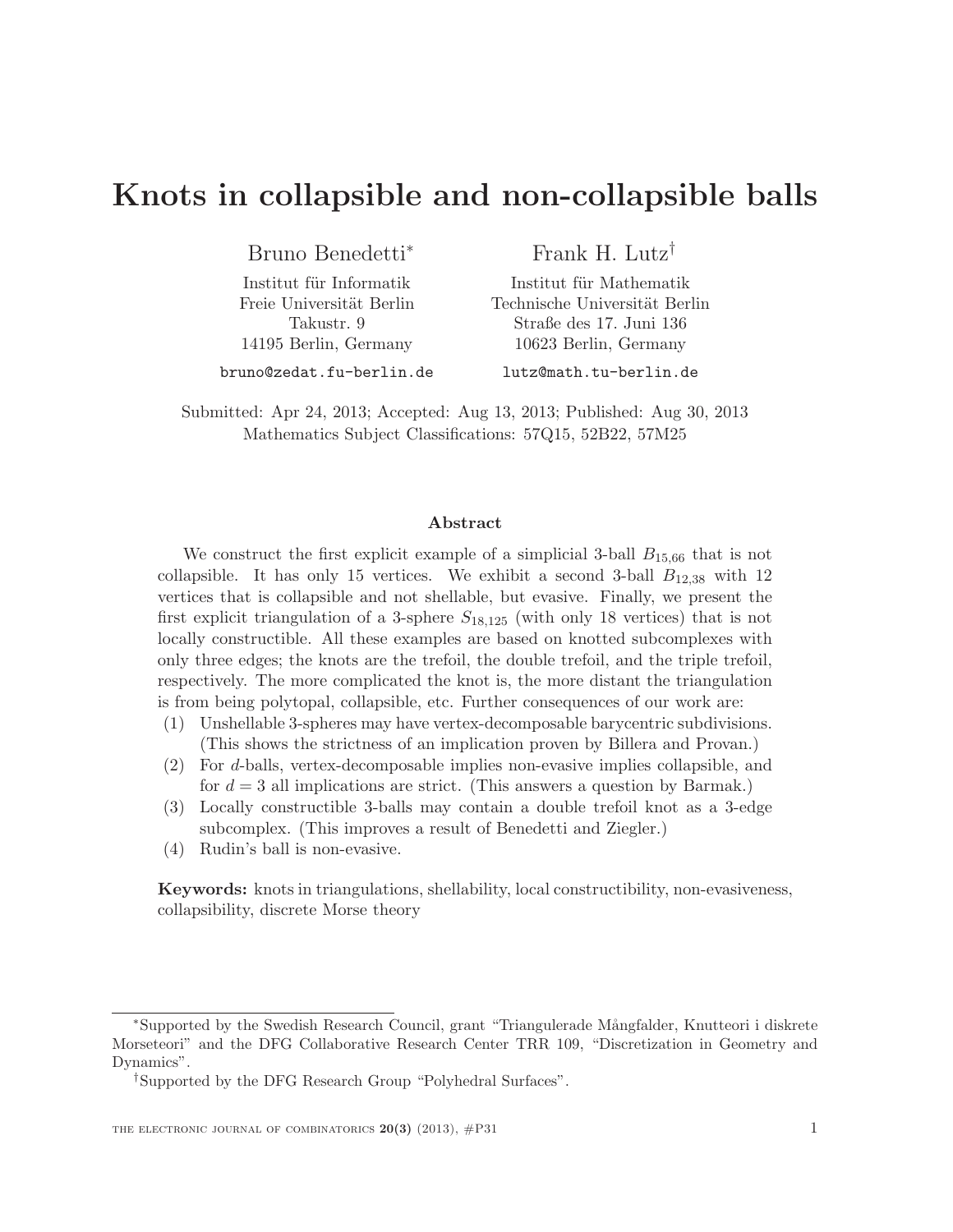# Knots in collapsible and non-collapsible balls

Bruno Benedetti*

Institut für Informatik
Freie Universität Berlin
Takustr. 9
14195 Berlin, Germany

bruno@zedat.fu-berlin.de

Frank H. Lutz†

Institut für Mathematik
Technische Universität Berlin
Straße des 17. Juni 136
10623 Berlin, Germany

lutz@math.tu-berlin.de

Submitted: Apr 24, 2013; Accepted: Aug 13, 2013; Published: Aug 30, 2013
Mathematics Subject Classifications: 57Q15, 52B22, 57M25

## Abstract

We construct the first explicit example of a simplicial 3-ball $B_{15,66}$ that is not collapsible. It has only 15 vertices. We exhibit a second 3-ball $B_{12,38}$ with 12 vertices that is collapsible and not shellable, but evasive. Finally, we present the first explicit triangulation of a 3-sphere $S_{18,125}$ (with only 18 vertices) that is not locally constructible. All these examples are based on knotted subcomplexes with only three edges; the knots are the trefoil, the double trefoil, and the triple trefoil, respectively. The more complicated the knot is, the more distant the triangulation is from being polytopal, collapsible, etc. Further consequences of our work are:

(1) Unshellable 3-spheres may have vertex-decomposable barycentric subdivisions. (This shows the strictness of an implication proven by Billera and Provan.)

(2) For $d$-balls, vertex-decomposable implies non-evasive implies collapsible, and for $d = 3$ all implications are strict. (This answers a question by Barmak.)

(3) Locally constructible 3-balls may contain a double trefoil knot as a 3-edge subcomplex. (This improves a result of Benedetti and Ziegler.)

(4) Rudin's ball is non-evasive.

**Keywords:** knots in triangulations, shellability, local constructibility, non-evasiveness, collapsibility, discrete Morse theory

*Supported by the Swedish Research Council, grant "Triangulerade Mångfalder, Knutteori i diskrete Morseteori" and the DFG Collaborative Research Center TRR 109, "Discretization in Geometry and Dynamics".

†Supported by the DFG Research Group "Polyhedral Surfaces".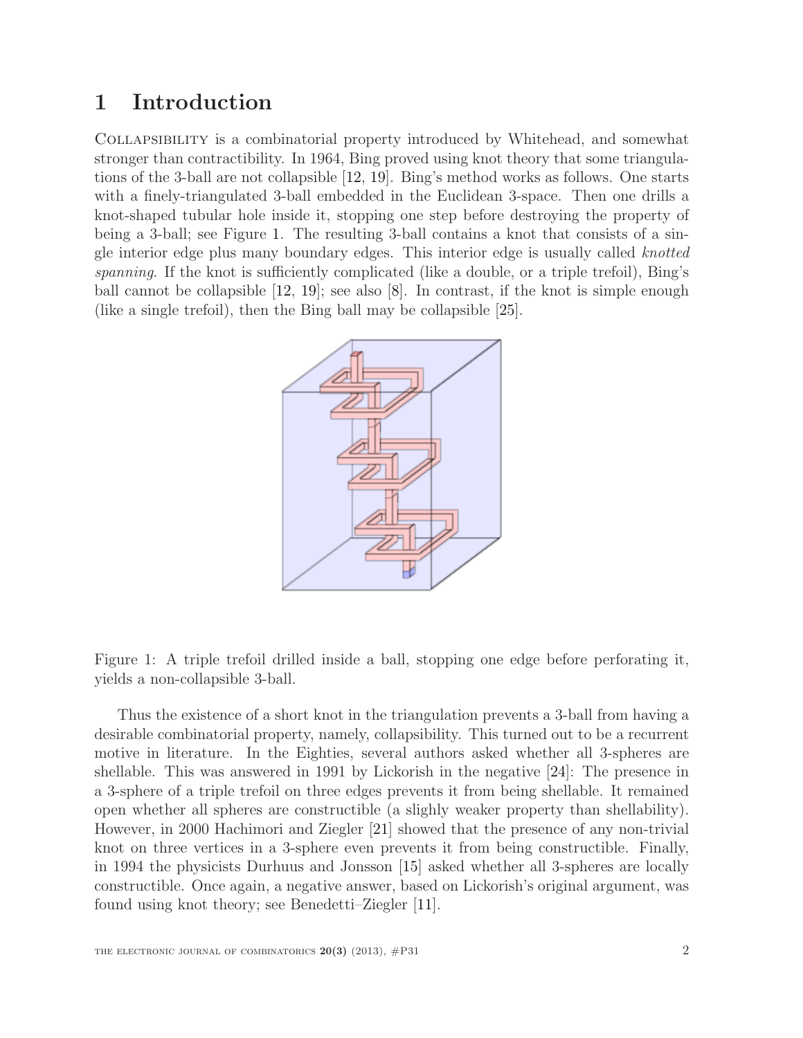# 1 Introduction

Collapsibility is a combinatorial property introduced by Whitehead, and somewhat stronger than contractibility. In 1964, Bing proved using knot theory that some triangulations of the 3-ball are not collapsible [12, 19]. Bing's method works as follows. One starts with a finely-triangulated 3-ball embedded in the Euclidean 3-space. Then one drills a knot-shaped tubular hole inside it, stopping one step before destroying the property of being a 3-ball; see Figure 1. The resulting 3-ball contains a knot that consists of a single interior edge plus many boundary edges. This interior edge is usually called *knotted spanning*. If the knot is sufficiently complicated (like a double, or a triple trefoil), Bing's ball cannot be collapsible [12, 19]; see also [8]. In contrast, if the knot is simple enough (like a single trefoil), then the Bing ball may be collapsible [25].

Figure 1: A triple trefoil drilled inside a ball, stopping one edge before perforating it, yields a non-collapsible 3-ball.

Thus the existence of a short knot in the triangulation prevents a 3-ball from having a desirable combinatorial property, namely, collapsibility. This turned out to be a recurrent motive in literature. In the Eighties, several authors asked whether all 3-spheres are shellable. This was answered in 1991 by Lickorish in the negative [24]: The presence in a 3-sphere of a triple trefoil on three edges prevents it from being shellable. It remained open whether all spheres are constructible (a slighly weaker property than shellability). However, in 2000 Hachimori and Ziegler [21] showed that the presence of any non-trivial knot on three vertices in a 3-sphere even prevents it from being constructible. Finally, in 1994 the physicists Durhuus and Jonsson [15] asked whether all 3-spheres are locally constructible. Once again, a negative answer, based on Lickorish's original argument, was found using knot theory; see Benedetti–Ziegler [11].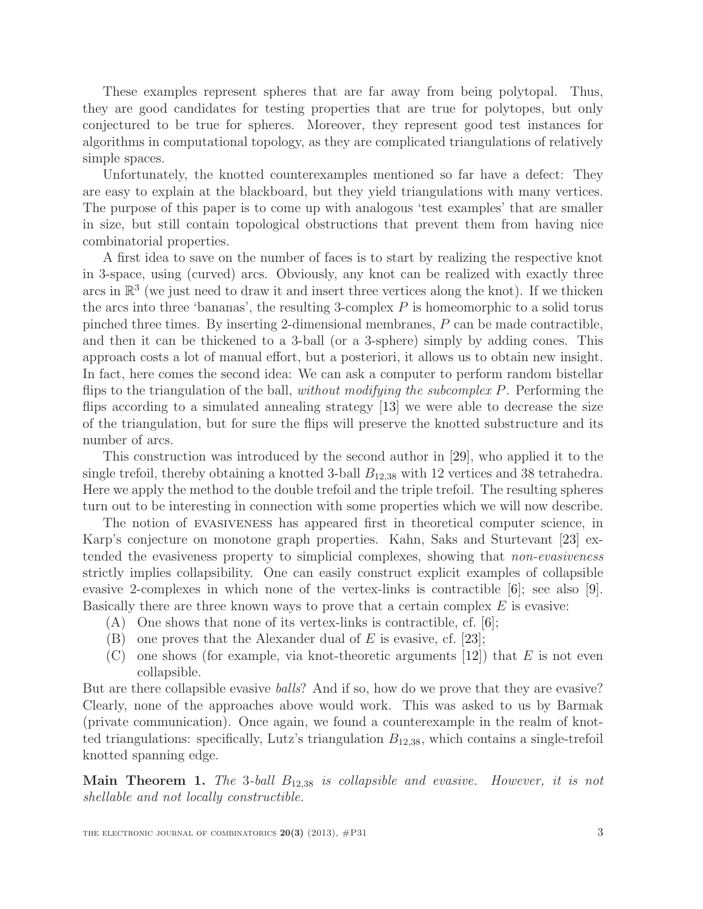These examples represent spheres that are far away from being polytopal. Thus, they are good candidates for testing properties that are true for polytopes, but only conjectured to be true for spheres. Moreover, they represent good test instances for algorithms in computational topology, as they are complicated triangulations of relatively simple spaces.

Unfortunately, the knotted counterexamples mentioned so far have a defect: They are easy to explain at the blackboard, but they yield triangulations with many vertices. The purpose of this paper is to come up with analogous 'test examples' that are smaller in size, but still contain topological obstructions that prevent them from having nice combinatorial properties.

A first idea to save on the number of faces is to start by realizing the respective knot in 3-space, using (curved) arcs. Obviously, any knot can be realized with exactly three arcs in $\mathbb{R}^3$ (we just need to draw it and insert three vertices along the knot). If we thicken the arcs into three 'bananas', the resulting 3-complex $P$ is homeomorphic to a solid torus pinched three times. By inserting 2-dimensional membranes, $P$ can be made contractible, and then it can be thickened to a 3-ball (or a 3-sphere) simply by adding cones. This approach costs a lot of manual effort, but a posteriori, it allows us to obtain new insight. In fact, here comes the second idea: We can ask a computer to perform random bistellar flips to the triangulation of the ball, *without modifying the subcomplex $P$*. Performing the flips according to a simulated annealing strategy [13] we were able to decrease the size of the triangulation, but for sure the flips will preserve the knotted substructure and its number of arcs.

This construction was introduced by the second author in [29], who applied it to the single trefoil, thereby obtaining a knotted 3-ball $B_{12,38}$ with 12 vertices and 38 tetrahedra. Here we apply the method to the double trefoil and the triple trefoil. The resulting spheres turn out to be interesting in connection with some properties which we will now describe.

The notion of EVASIVENESS has appeared first in theoretical computer science, in Karp's conjecture on monotone graph properties. Kahn, Saks and Sturtevant [23] extended the evasiveness property to simplicial complexes, showing that *non-evasiveness* strictly implies collapsibility. One can easily construct explicit examples of collapsible evasive 2-complexes in which none of the vertex-links is contractible [6]; see also [9]. Basically there are three known ways to prove that a certain complex $E$ is evasive:

(A) One shows that none of its vertex-links is contractible, cf. [6];

(B) one proves that the Alexander dual of $E$ is evasive, cf. [23];

(C) one shows (for example, via knot-theoretic arguments [12]) that $E$ is not even collapsible.

But are there collapsible evasive *balls*? And if so, how do we prove that they are evasive? Clearly, none of the approaches above would work. This was asked to us by Barmak (private communication). Once again, we found a counterexample in the realm of knotted triangulations: specifically, Lutz's triangulation $B_{12,38}$, which contains a single-trefoil knotted spanning edge.

**Main Theorem 1.** *The 3-ball $B_{12,38}$ is collapsible and evasive. However, it is not shellable and not locally constructible.*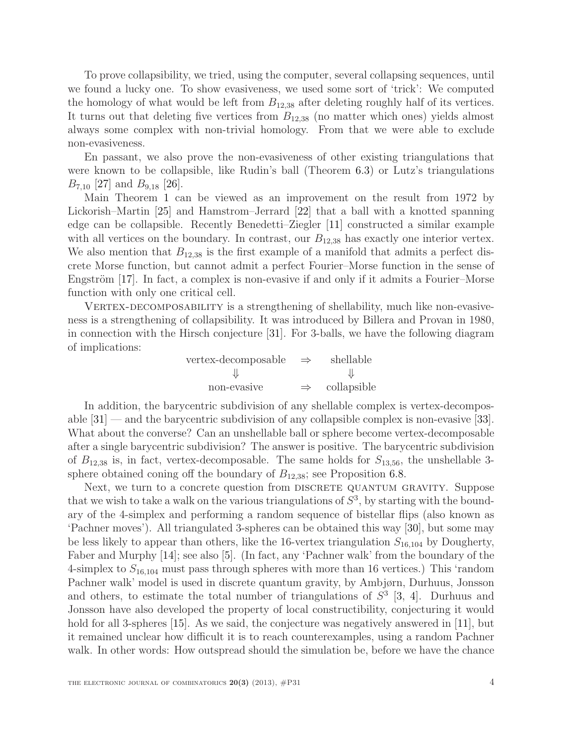To prove collapsibility, we tried, using the computer, several collapsing sequences, until we found a lucky one. To show evasiveness, we used some sort of 'trick': We computed the homology of what would be left from $B_{12,38}$ after deleting roughly half of its vertices. It turns out that deleting five vertices from $B_{12,38}$ (no matter which ones) yields almost always some complex with non-trivial homology. From that we were able to exclude non-evasiveness.

En passant, we also prove the non-evasiveness of other existing triangulations that were known to be collapsible, like Rudin's ball (Theorem 6.3) or Lutz's triangulations $B_{7,10}$ [27] and $B_{9,18}$ [26].

Main Theorem 1 can be viewed as an improvement on the result from 1972 by Lickorish–Martin [25] and Hamstrom–Jerrard [22] that a ball with a knotted spanning edge can be collapsible. Recently Benedetti–Ziegler [11] constructed a similar example with all vertices on the boundary. In contrast, our $B_{12,38}$ has exactly one interior vertex. We also mention that $B_{12,38}$ is the first example of a manifold that admits a perfect discrete Morse function, but cannot admit a perfect Fourier–Morse function in the sense of Engström [17]. In fact, a complex is non-evasive if and only if it admits a Fourier–Morse function with only one critical cell.

Vertex-decomposability is a strengthening of shellability, much like non-evasiveness is a strengthening of collapsibility. It was introduced by Billera and Provan in 1980, in connection with the Hirsch conjecture [31]. For 3-balls, we have the following diagram of implications:

$$\begin{array}{ccc} \text{vertex-decomposable} & \Rightarrow & \text{shellable} \\ \Downarrow & & \Downarrow \\ \text{non-evasive} & \Rightarrow & \text{collapsible} \end{array}$$

In addition, the barycentric subdivision of any shellable complex is vertex-decomposable [31] — and the barycentric subdivision of any collapsible complex is non-evasive [33]. What about the converse? Can an unshellable ball or sphere become vertex-decomposable after a single barycentric subdivision? The answer is positive. The barycentric subdivision of $B_{12,38}$ is, in fact, vertex-decomposable. The same holds for $S_{13,56}$, the unshellable 3-sphere obtained coning off the boundary of $B_{12,38}$; see Proposition 6.8.

Next, we turn to a concrete question from discrete quantum gravity. Suppose that we wish to take a walk on the various triangulations of $S^3$, by starting with the boundary of the 4-simplex and performing a random sequence of bistellar flips (also known as 'Pachner moves'). All triangulated 3-spheres can be obtained this way [30], but some may be less likely to appear than others, like the 16-vertex triangulation $S_{16,104}$ by Dougherty, Faber and Murphy [14]; see also [5]. (In fact, any 'Pachner walk' from the boundary of the 4-simplex to $S_{16,104}$ must pass through spheres with more than 16 vertices.) This 'random Pachner walk' model is used in discrete quantum gravity, by Ambjørn, Durhuus, Jonsson and others, to estimate the total number of triangulations of $S^3$ [3, 4]. Durhuus and Jonsson have also developed the property of local constructibility, conjecturing it would hold for all 3-spheres [15]. As we said, the conjecture was negatively answered in [11], but it remained unclear how difficult it is to reach counterexamples, using a random Pachner walk. In other words: How outspread should the simulation be, before we have the chance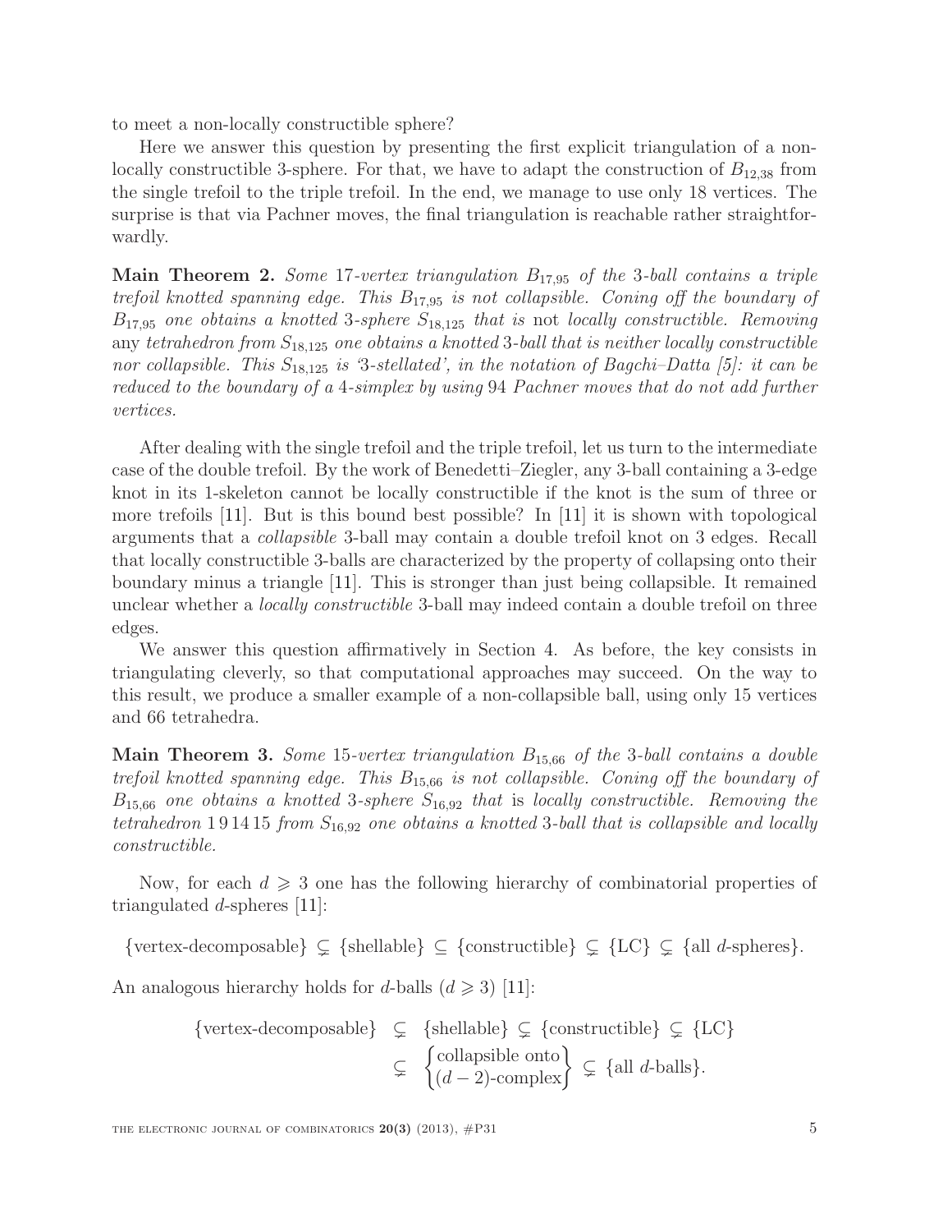to meet a non-locally constructible sphere?

Here we answer this question by presenting the first explicit triangulation of a non-locally constructible 3-sphere. For that, we have to adapt the construction of $B_{12,38}$ from the single trefoil to the triple trefoil. In the end, we manage to use only 18 vertices. The surprise is that via Pachner moves, the final triangulation is reachable rather straightforwardly.

**Main Theorem 2.** *Some* 17*-vertex triangulation* $B_{17,95}$ *of the* 3*-ball contains a triple trefoil knotted spanning edge. This* $B_{17,95}$ *is not collapsible. Coning off the boundary of* $B_{17,95}$ *one obtains a knotted* 3*-sphere* $S_{18,125}$ *that is* not *locally constructible. Removing* any *tetrahedron from* $S_{18,125}$ *one obtains a knotted* 3*-ball that is neither locally constructible nor collapsible. This* $S_{18,125}$ *is '3-stellated', in the notation of Bagchi–Datta [5]: it can be reduced to the boundary of a* 4*-simplex by using* 94 *Pachner moves that do not add further vertices.*

After dealing with the single trefoil and the triple trefoil, let us turn to the intermediate case of the double trefoil. By the work of Benedetti–Ziegler, any 3-ball containing a 3-edge knot in its 1-skeleton cannot be locally constructible if the knot is the sum of three or more trefoils [11]. But is this bound best possible? In [11] it is shown with topological arguments that a *collapsible* 3-ball may contain a double trefoil knot on 3 edges. Recall that locally constructible 3-balls are characterized by the property of collapsing onto their boundary minus a triangle [11]. This is stronger than just being collapsible. It remained unclear whether a *locally constructible* 3-ball may indeed contain a double trefoil on three edges.

We answer this question affirmatively in Section 4. As before, the key consists in triangulating cleverly, so that computational approaches may succeed. On the way to this result, we produce a smaller example of a non-collapsible ball, using only 15 vertices and 66 tetrahedra.

**Main Theorem 3.** *Some* 15*-vertex triangulation* $B_{15,66}$ *of the* 3*-ball contains a double trefoil knotted spanning edge. This* $B_{15,66}$ *is not collapsible. Coning off the boundary of* $B_{15,66}$ *one obtains a knotted* 3*-sphere* $S_{16,92}$ *that* is *locally constructible. Removing the tetrahedron* 1 9 14 15 *from* $S_{16,92}$ *one obtains a knotted* 3*-ball that is collapsible and locally constructible.*

Now, for each $d \geqslant 3$ one has the following hierarchy of combinatorial properties of triangulated $d$-spheres [11]:

$$\{\text{vertex-decomposable}\} \subsetneq \{\text{shellable}\} \subseteq \{\text{constructible}\} \subsetneq \{\text{LC}\} \subsetneq \{\text{all } d\text{-spheres}\}.$$

An analogous hierarchy holds for $d$-balls ($d \geqslant 3$) [11]:

$$\begin{aligned}\{\text{vertex-decomposable}\} &\subsetneq \{\text{shellable}\} \subsetneq \{\text{constructible}\} \subsetneq \{\text{LC}\} \\ &\subsetneq \begin{Bmatrix}\text{collapsible onto} \\ (d-2)\text{-complex}\end{Bmatrix} \subsetneq \{\text{all } d\text{-balls}\}.\end{aligned}$$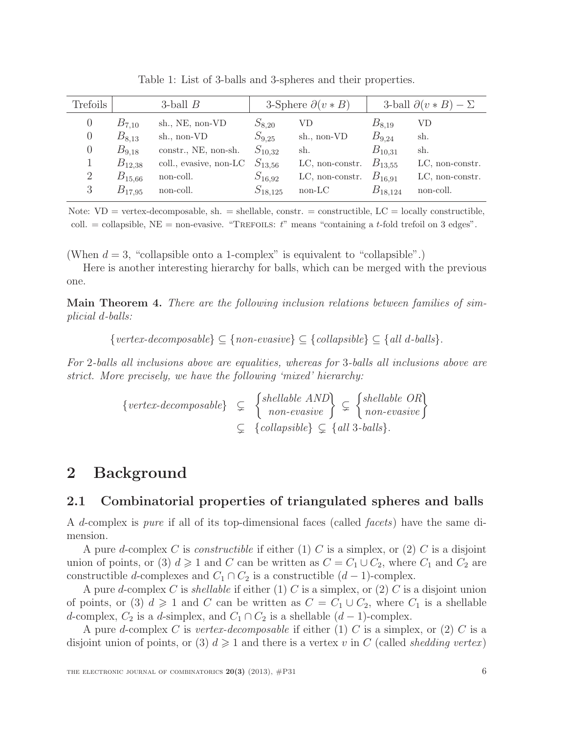Table 1: List of 3-balls and 3-spheres and their properties.

| Trefoils | 3-ball $B$ | | 3-Sphere $\partial(v * B)$ | | 3-ball $\partial(v * B) - \Sigma$ | |
|---|---|---|---|---|---|---|
| 0 | $B_{7,10}$ | sh., NE, non-VD | $S_{8,20}$ | VD | $B_{8,19}$ | VD |
| 0 | $B_{8,13}$ | sh., non-VD | $S_{9,25}$ | sh., non-VD | $B_{9,24}$ | sh. |
| 0 | $B_{9,18}$ | constr., NE, non-sh. | $S_{10,32}$ | sh. | $B_{10,31}$ | sh. |
| 1 | $B_{12,38}$ | coll., evasive, non-LC | $S_{13,56}$ | LC, non-constr. | $B_{13,55}$ | LC, non-constr. |
| 2 | $B_{15,66}$ | non-coll. | $S_{16,92}$ | LC, non-constr. | $B_{16,91}$ | LC, non-constr. |
| 3 | $B_{17,95}$ | non-coll. | $S_{18,125}$ | non-LC | $B_{18,124}$ | non-coll. |

Note: VD = vertex-decomposable, sh. = shellable, constr. = constructible, LC = locally constructible, coll. = collapsible, NE = non-evasive. "Trefoils: $t$" means "containing a $t$-fold trefoil on 3 edges".

(When $d = 3$, "collapsible onto a 1-complex" is equivalent to "collapsible".)

Here is another interesting hierarchy for balls, which can be merged with the previous one.

**Main Theorem 4.** *There are the following inclusion relations between families of simplicial $d$-balls:*

$$\{vertex\text{-}decomposable\} \subseteq \{non\text{-}evasive\} \subseteq \{collapsible\} \subseteq \{all\ d\text{-}balls\}.$$

*For 2-balls all inclusions above are equalities, whereas for 3-balls all inclusions above are strict. More precisely, we have the following 'mixed' hierarchy:*

$$\begin{aligned} \{vertex\text{-}decomposable\} &\subsetneq \begin{Bmatrix} shellable\ AND \\ non\text{-}evasive \end{Bmatrix} \subsetneq \begin{Bmatrix} shellable\ OR \\ non\text{-}evasive \end{Bmatrix} \\ &\subsetneq \{collapsible\} \subsetneq \{all\ 3\text{-}balls\}. \end{aligned}$$

## 2 Background

### 2.1 Combinatorial properties of triangulated spheres and balls

A $d$-complex is *pure* if all of its top-dimensional faces (called *facets*) have the same dimension.

A pure $d$-complex $C$ is *constructible* if either (1) $C$ is a simplex, or (2) $C$ is a disjoint union of points, or (3) $d \geqslant 1$ and $C$ can be written as $C = C_1 \cup C_2$, where $C_1$ and $C_2$ are constructible $d$-complexes and $C_1 \cap C_2$ is a constructible $(d-1)$-complex.

A pure $d$-complex $C$ is *shellable* if either (1) $C$ is a simplex, or (2) $C$ is a disjoint union of points, or (3) $d \geqslant 1$ and $C$ can be written as $C = C_1 \cup C_2$, where $C_1$ is a shellable $d$-complex, $C_2$ is a $d$-simplex, and $C_1 \cap C_2$ is a shellable $(d-1)$-complex.

A pure $d$-complex $C$ is *vertex-decomposable* if either (1) $C$ is a simplex, or (2) $C$ is a disjoint union of points, or (3) $d \geqslant 1$ and there is a vertex $v$ in $C$ (called *shedding vertex*)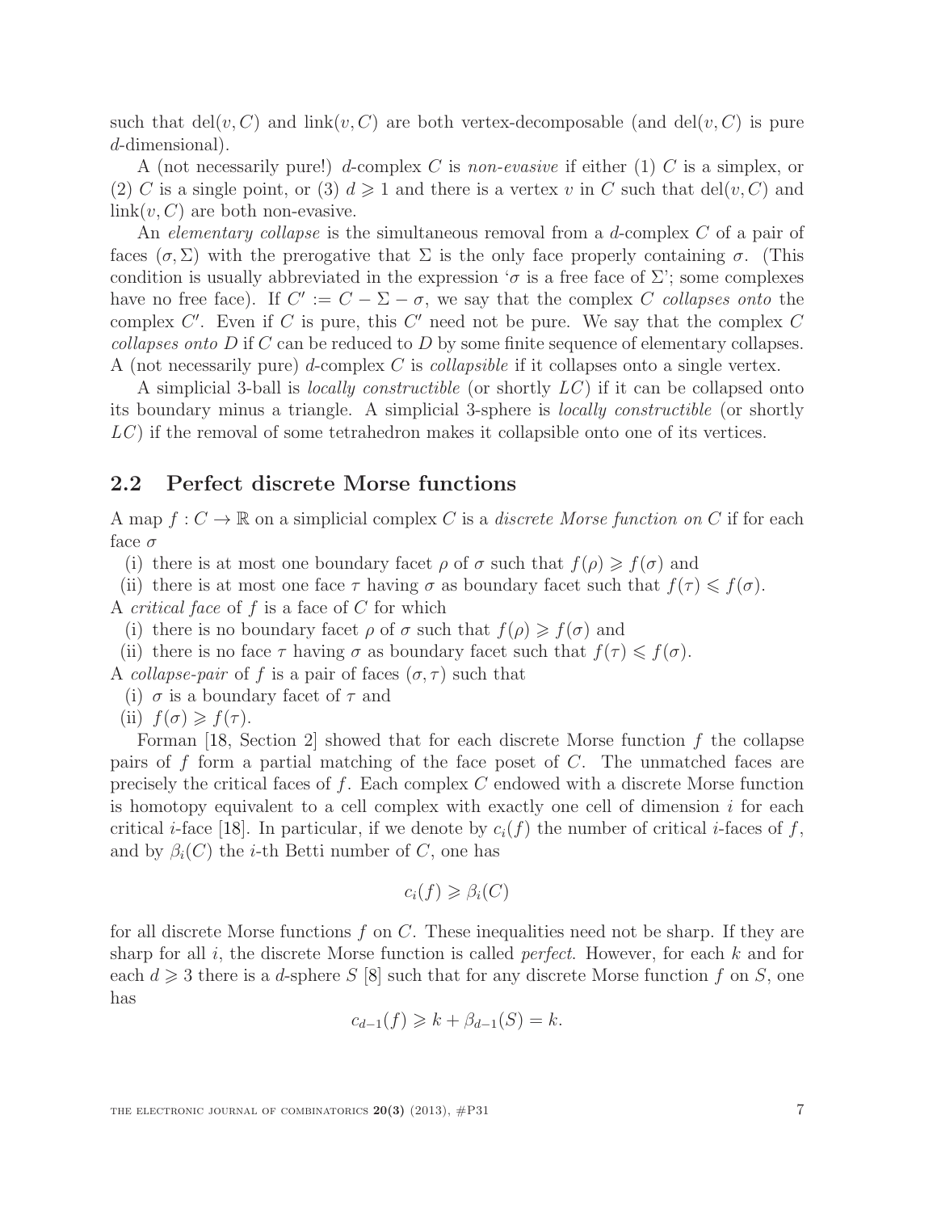such that $\text{del}(v, C)$ and $\text{link}(v, C)$ are both vertex-decomposable (and $\text{del}(v, C)$ is pure $d$-dimensional).

A (not necessarily pure!) $d$-complex $C$ is *non-evasive* if either (1) $C$ is a simplex, or (2) $C$ is a single point, or (3) $d \geqslant 1$ and there is a vertex $v$ in $C$ such that $\text{del}(v, C)$ and $\text{link}(v, C)$ are both non-evasive.

An *elementary collapse* is the simultaneous removal from a $d$-complex $C$ of a pair of faces $(\sigma, \Sigma)$ with the prerogative that $\Sigma$ is the only face properly containing $\sigma$. (This condition is usually abbreviated in the expression '$\sigma$ is a free face of $\Sigma$'; some complexes have no free face). If $C' := C - \Sigma - \sigma$, we say that the complex $C$ *collapses onto* the complex $C'$. Even if $C$ is pure, this $C'$ need not be pure. We say that the complex $C$ *collapses onto* $D$ if $C$ can be reduced to $D$ by some finite sequence of elementary collapses. A (not necessarily pure) $d$-complex $C$ is *collapsible* if it collapses onto a single vertex.

A simplicial 3-ball is *locally constructible* (or shortly *LC*) if it can be collapsed onto its boundary minus a triangle. A simplicial 3-sphere is *locally constructible* (or shortly *LC*) if the removal of some tetrahedron makes it collapsible onto one of its vertices.

## 2.2 Perfect discrete Morse functions

A map $f : C \to \mathbb{R}$ on a simplicial complex $C$ is a *discrete Morse function on* $C$ if for each face $\sigma$

(i) there is at most one boundary facet $\rho$ of $\sigma$ such that $f(\rho) \geqslant f(\sigma)$ and

(ii) there is at most one face $\tau$ having $\sigma$ as boundary facet such that $f(\tau) \leqslant f(\sigma)$.

A *critical face* of $f$ is a face of $C$ for which

(i) there is no boundary facet $\rho$ of $\sigma$ such that $f(\rho) \geqslant f(\sigma)$ and

(ii) there is no face $\tau$ having $\sigma$ as boundary facet such that $f(\tau) \leqslant f(\sigma)$.

A *collapse-pair* of $f$ is a pair of faces $(\sigma, \tau)$ such that

(i) $\sigma$ is a boundary facet of $\tau$ and

(ii) $f(\sigma) \geqslant f(\tau)$.

Forman [18, Section 2] showed that for each discrete Morse function $f$ the collapse pairs of $f$ form a partial matching of the face poset of $C$. The unmatched faces are precisely the critical faces of $f$. Each complex $C$ endowed with a discrete Morse function is homotopy equivalent to a cell complex with exactly one cell of dimension $i$ for each critical $i$-face [18]. In particular, if we denote by $c_i(f)$ the number of critical $i$-faces of $f$, and by $\beta_i(C)$ the $i$-th Betti number of $C$, one has

$$c_i(f) \geqslant \beta_i(C)$$

for all discrete Morse functions $f$ on $C$. These inequalities need not be sharp. If they are sharp for all $i$, the discrete Morse function is called *perfect*. However, for each $k$ and for each $d \geqslant 3$ there is a $d$-sphere $S$ [8] such that for any discrete Morse function $f$ on $S$, one has

$$c_{d-1}(f) \geqslant k + \beta_{d-1}(S) = k.$$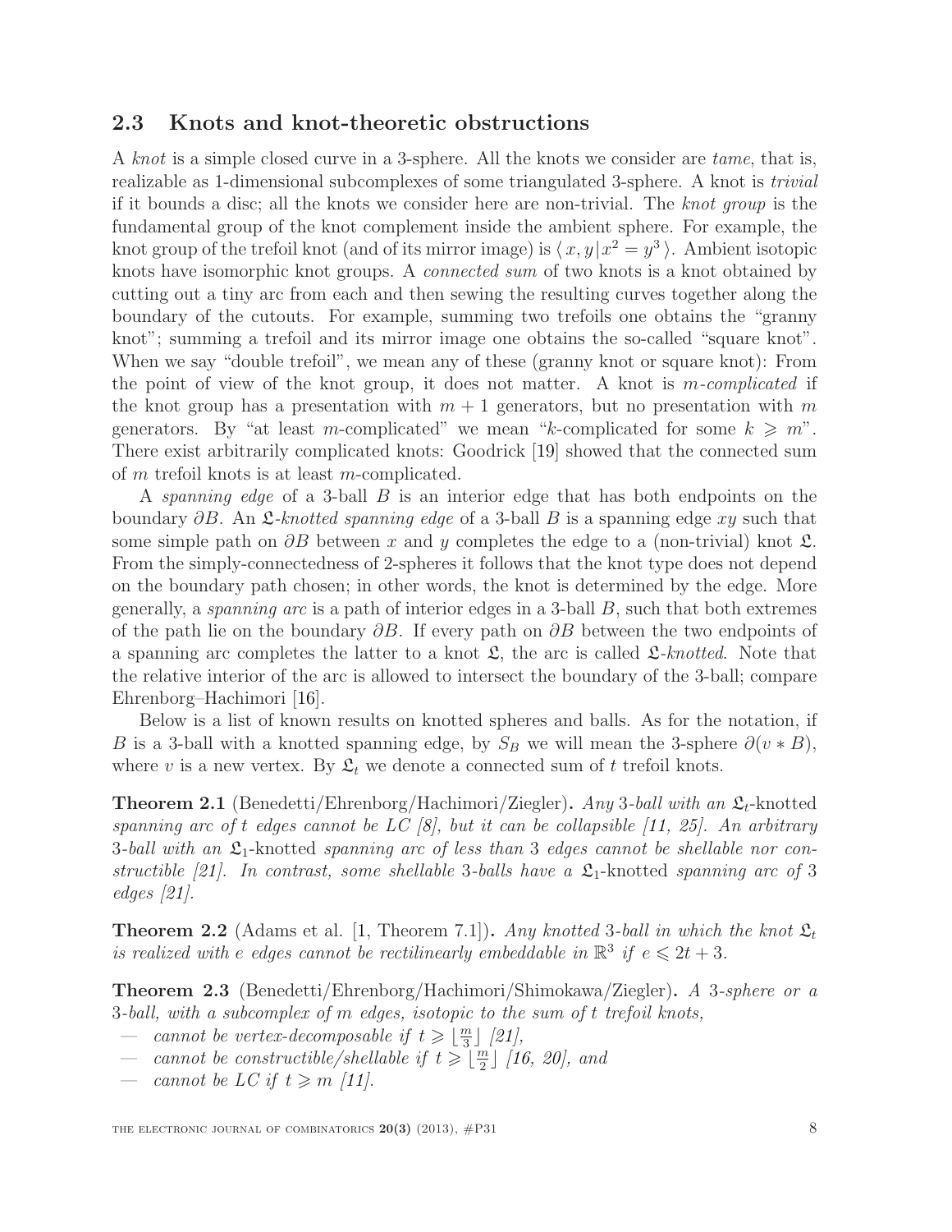## 2.3 Knots and knot-theoretic obstructions

A *knot* is a simple closed curve in a 3-sphere. All the knots we consider are *tame*, that is, realizable as 1-dimensional subcomplexes of some triangulated 3-sphere. A knot is *trivial* if it bounds a disc; all the knots we consider here are non-trivial. The *knot group* is the fundamental group of the knot complement inside the ambient sphere. For example, the knot group of the trefoil knot (and of its mirror image) is $\langle\, x, y \,|\, x^2 = y^3 \,\rangle$. Ambient isotopic knots have isomorphic knot groups. A *connected sum* of two knots is a knot obtained by cutting out a tiny arc from each and then sewing the resulting curves together along the boundary of the cutouts. For example, summing two trefoils one obtains the "granny knot"; summing a trefoil and its mirror image one obtains the so-called "square knot". When we say "double trefoil", we mean any of these (granny knot or square knot): From the point of view of the knot group, it does not matter. A knot is *$m$-complicated* if the knot group has a presentation with $m+1$ generators, but no presentation with $m$ generators. By "at least $m$-complicated" we mean "$k$-complicated for some $k \geqslant m$". There exist arbitrarily complicated knots: Goodrick [19] showed that the connected sum of $m$ trefoil knots is at least $m$-complicated.

A *spanning edge* of a 3-ball $B$ is an interior edge that has both endpoints on the boundary $\partial B$. An *$\mathfrak{L}$-knotted spanning edge* of a 3-ball $B$ is a spanning edge $xy$ such that some simple path on $\partial B$ between $x$ and $y$ completes the edge to a (non-trivial) knot $\mathfrak{L}$. From the simply-connectedness of 2-spheres it follows that the knot type does not depend on the boundary path chosen; in other words, the knot is determined by the edge. More generally, a *spanning arc* is a path of interior edges in a 3-ball $B$, such that both extremes of the path lie on the boundary $\partial B$. If every path on $\partial B$ between the two endpoints of a spanning arc completes the latter to a knot $\mathfrak{L}$, the arc is called *$\mathfrak{L}$-knotted*. Note that the relative interior of the arc is allowed to intersect the boundary of the 3-ball; compare Ehrenborg–Hachimori [16].

Below is a list of known results on knotted spheres and balls. As for the notation, if $B$ is a 3-ball with a knotted spanning edge, by $S_B$ we will mean the 3-sphere $\partial(v * B)$, where $v$ is a new vertex. By $\mathfrak{L}_t$ we denote a connected sum of $t$ trefoil knots.

**Theorem 2.1** (Benedetti/Ehrenborg/Hachimori/Ziegler)**.** *Any 3-ball with an $\mathfrak{L}_t$-*knotted *spanning arc of $t$ edges cannot be LC [8], but it can be collapsible [11, 25]. An arbitrary 3-ball with an $\mathfrak{L}_1$-*knotted *spanning arc of less than 3 edges cannot be shellable nor constructible [21]. In contrast, some shellable 3-balls have a $\mathfrak{L}_1$-*knotted *spanning arc of 3 edges [21].*

**Theorem 2.2** (Adams et al. [1, Theorem 7.1])**.** *Any knotted 3-ball in which the knot $\mathfrak{L}_t$ is realized with $e$ edges cannot be rectilinearly embeddable in $\mathbb{R}^3$ if $e \leqslant 2t + 3$.*

**Theorem 2.3** (Benedetti/Ehrenborg/Hachimori/Shimokawa/Ziegler)**.** *A 3-sphere or a 3-ball, with a subcomplex of $m$ edges, isotopic to the sum of $t$ trefoil knots,*

- *cannot be vertex-decomposable if $t \geqslant \lfloor \frac{m}{3} \rfloor$ [21],*
- *cannot be constructible/shellable if $t \geqslant \lfloor \frac{m}{2} \rfloor$ [16, 20], and*
- *cannot be LC if $t \geqslant m$ [11].*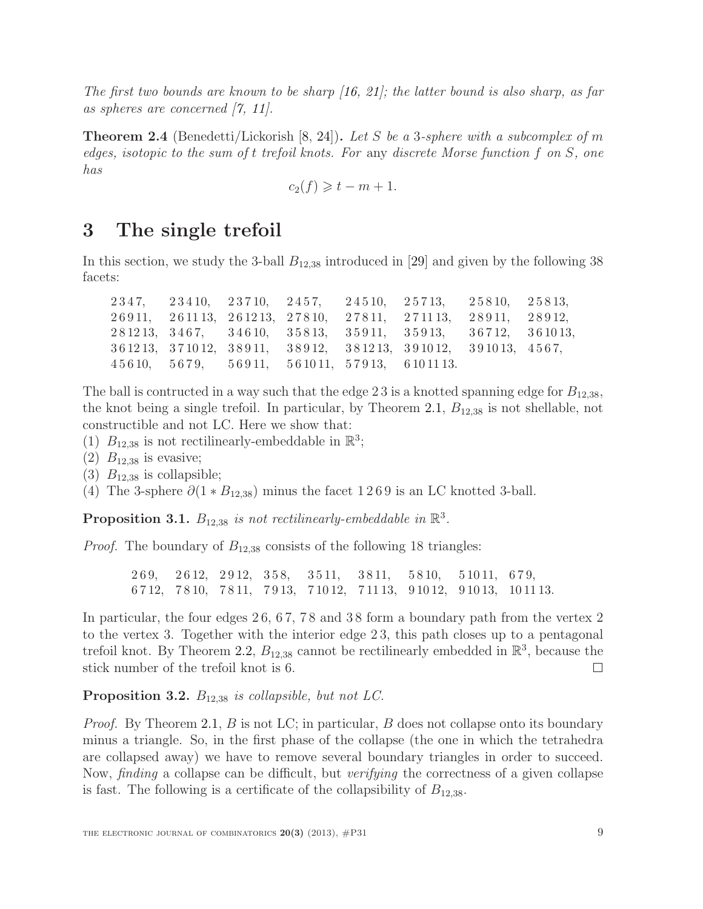*The first two bounds are known to be sharp [16, 21]; the latter bound is also sharp, as far as spheres are concerned [7, 11].*

**Theorem 2.4** (Benedetti/Lickorish [8, 24])**.** *Let $S$ be a 3-sphere with a subcomplex of $m$ edges, isotopic to the sum of $t$ trefoil knots. For* any *discrete Morse function $f$ on $S$, one has*

$$c_2(f) \geqslant t - m + 1.$$

# 3 The single trefoil

In this section, we study the 3-ball $B_{12,38}$ introduced in [29] and given by the following 38 facets:

2 3 4 7, 2 3 4 10, 2 3 7 10, 2 4 5 7, 2 4 5 10, 2 5 7 13, 2 5 8 10, 2 5 8 13,
2 6 9 11, 2 6 11 13, 2 6 12 13, 2 7 8 10, 2 7 8 11, 2 7 11 13, 2 8 9 11, 2 8 9 12,
2 8 12 13, 3 4 6 7, 3 4 6 10, 3 5 8 13, 3 5 9 11, 3 5 9 13, 3 6 7 12, 3 6 10 13,
3 6 12 13, 3 7 10 12, 3 8 9 11, 3 8 9 12, 3 8 12 13, 3 9 10 12, 3 9 10 13, 4 5 6 7,
4 5 6 10, 5 6 7 9, 5 6 9 11, 5 6 10 11, 5 7 9 13, 6 10 11 13.

The ball is contructed in a way such that the edge 2 3 is a knotted spanning edge for $B_{12,38}$, the knot being a single trefoil. In particular, by Theorem 2.1, $B_{12,38}$ is not shellable, not constructible and not LC. Here we show that:
(1) $B_{12,38}$ is not rectilinearly-embeddable in $\mathbb{R}^3$;
(2) $B_{12,38}$ is evasive;
(3) $B_{12,38}$ is collapsible;
(4) The 3-sphere $\partial(1 * B_{12,38})$ minus the facet 1 2 6 9 is an LC knotted 3-ball.

**Proposition 3.1.** *$B_{12,38}$ is not rectilinearly-embeddable in $\mathbb{R}^3$.*

*Proof.* The boundary of $B_{12,38}$ consists of the following 18 triangles:

2 6 9, 2 6 12, 2 9 12, 3 5 8, 3 5 11, 3 8 11, 5 8 10, 5 10 11, 6 7 9,
6 7 12, 7 8 10, 7 8 11, 7 9 13, 7 10 12, 7 11 13, 9 10 12, 9 10 13, 10 11 13.

In particular, the four edges 2 6, 6 7, 7 8 and 3 8 form a boundary path from the vertex 2 to the vertex 3. Together with the interior edge 2 3, this path closes up to a pentagonal trefoil knot. By Theorem 2.2, $B_{12,38}$ cannot be rectilinearly embedded in $\mathbb{R}^3$, because the stick number of the trefoil knot is 6. □

**Proposition 3.2.** *$B_{12,38}$ is collapsible, but not LC.*

*Proof.* By Theorem 2.1, $B$ is not LC; in particular, $B$ does not collapse onto its boundary minus a triangle. So, in the first phase of the collapse (the one in which the tetrahedra are collapsed away) we have to remove several boundary triangles in order to succeed. Now, *finding* a collapse can be difficult, but *verifying* the correctness of a given collapse is fast. The following is a certificate of the collapsibility of $B_{12,38}$.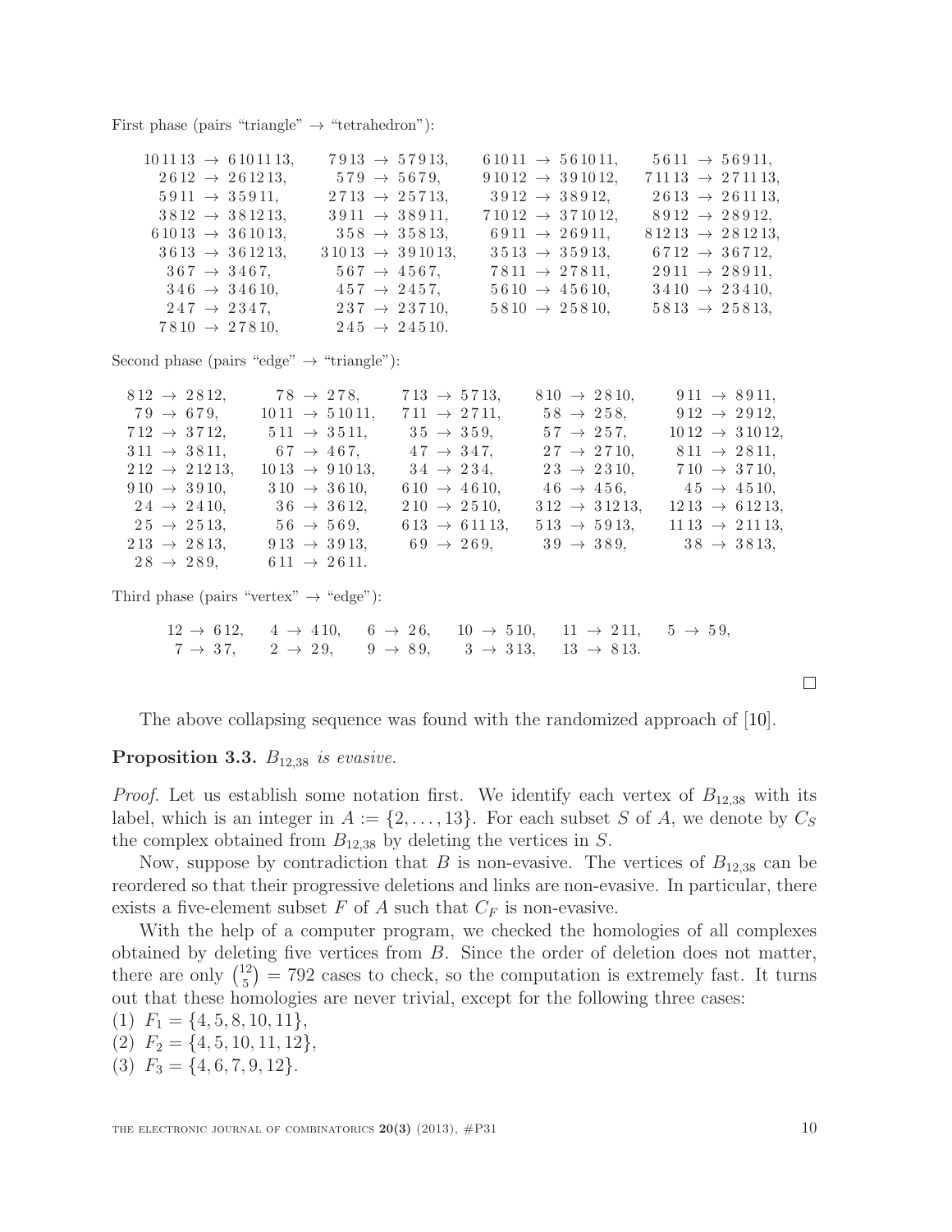First phase (pairs "triangle" → "tetrahedron"):

$10\,11\,13 \to 6\,10\,11\,13$, $7\,9\,13 \to 5\,7\,9\,13$, $6\,10\,11 \to 5\,6\,10\,11$, $5\,6\,11 \to 5\,6\,9\,11$,
$2\,6\,12 \to 2\,6\,12\,13$, $5\,7\,9 \to 5\,6\,7\,9$, $9\,10\,12 \to 3\,9\,10\,12$, $7\,11\,13 \to 2\,7\,11\,13$,
$5\,9\,11 \to 3\,5\,9\,11$, $2\,7\,13 \to 2\,5\,7\,13$, $3\,9\,12 \to 3\,8\,9\,12$, $2\,6\,13 \to 2\,6\,11\,13$,
$3\,8\,12 \to 3\,8\,12\,13$, $3\,9\,11 \to 3\,8\,9\,11$, $7\,10\,12 \to 3\,7\,10\,12$, $8\,9\,12 \to 2\,8\,9\,12$,
$6\,10\,13 \to 3\,6\,10\,13$, $3\,5\,8 \to 3\,5\,8\,13$, $6\,9\,11 \to 2\,6\,9\,11$, $8\,12\,13 \to 2\,8\,12\,13$,
$3\,6\,13 \to 3\,6\,12\,13$, $3\,10\,13 \to 3\,9\,10\,13$, $3\,5\,13 \to 3\,5\,9\,13$, $6\,7\,12 \to 3\,6\,7\,12$,
$3\,6\,7 \to 3\,4\,6\,7$, $5\,6\,7 \to 4\,5\,6\,7$, $7\,8\,11 \to 2\,7\,8\,11$, $2\,9\,11 \to 2\,8\,9\,11$,
$3\,4\,6 \to 3\,4\,6\,10$, $4\,5\,7 \to 2\,4\,5\,7$, $5\,6\,10 \to 4\,5\,6\,10$, $3\,4\,10 \to 2\,3\,4\,10$,
$2\,4\,7 \to 2\,3\,4\,7$, $2\,3\,7 \to 2\,3\,7\,10$, $5\,8\,10 \to 2\,5\,8\,10$, $5\,8\,13 \to 2\,5\,8\,13$,
$7\,8\,10 \to 2\,7\,8\,10$, $2\,4\,5 \to 2\,4\,5\,10$.

Second phase (pairs "edge" → "triangle"):

$8\,12 \to 2\,8\,12$, $7\,8 \to 2\,7\,8$, $7\,13 \to 5\,7\,13$, $8\,10 \to 2\,8\,10$, $9\,11 \to 8\,9\,11$,
$7\,9 \to 6\,7\,9$, $10\,11 \to 5\,10\,11$, $7\,11 \to 2\,7\,11$, $5\,8 \to 2\,5\,8$, $9\,12 \to 2\,9\,12$,
$7\,12 \to 3\,7\,12$, $5\,11 \to 3\,5\,11$, $3\,5 \to 3\,5\,9$, $5\,7 \to 2\,5\,7$, $10\,12 \to 3\,10\,12$,
$3\,11 \to 3\,8\,11$, $6\,7 \to 4\,6\,7$, $4\,7 \to 3\,4\,7$, $2\,7 \to 2\,7\,10$, $8\,11 \to 2\,8\,11$,
$2\,12 \to 2\,12\,13$, $10\,13 \to 9\,10\,13$, $3\,4 \to 2\,3\,4$, $2\,3 \to 2\,3\,10$, $7\,10 \to 3\,7\,10$,
$9\,10 \to 3\,9\,10$, $3\,10 \to 3\,6\,10$, $6\,10 \to 4\,6\,10$, $4\,6 \to 4\,5\,6$, $4\,5 \to 4\,5\,10$,
$2\,4 \to 2\,4\,10$, $3\,6 \to 3\,6\,12$, $2\,10 \to 2\,5\,10$, $3\,12 \to 3\,12\,13$, $12\,13 \to 6\,12\,13$,
$2\,5 \to 2\,5\,13$, $5\,6 \to 5\,6\,9$, $6\,13 \to 6\,11\,13$, $5\,13 \to 5\,9\,13$, $11\,13 \to 2\,11\,13$,
$2\,13 \to 2\,8\,13$, $9\,13 \to 3\,9\,13$, $6\,9 \to 2\,6\,9$, $3\,9 \to 3\,8\,9$, $3\,8 \to 3\,8\,13$,
$2\,8 \to 2\,8\,9$, $6\,11 \to 2\,6\,11$.

Third phase (pairs "vertex" → "edge"):

$12 \to 6\,12$, $4 \to 4\,10$, $6 \to 2\,6$, $10 \to 5\,10$, $11 \to 2\,11$, $5 \to 5\,9$,
$7 \to 3\,7$, $2 \to 2\,9$, $9 \to 8\,9$, $3 \to 3\,13$, $13 \to 8\,13$.

□

The above collapsing sequence was found with the randomized approach of [10].

**Proposition 3.3.** *$B_{12,38}$ is evasive.*

*Proof.* Let us establish some notation first. We identify each vertex of $B_{12,38}$ with its label, which is an integer in $A := \{2, \dots, 13\}$. For each subset $S$ of $A$, we denote by $C_S$ the complex obtained from $B_{12,38}$ by deleting the vertices in $S$.

Now, suppose by contradiction that $B$ is non-evasive. The vertices of $B_{12,38}$ can be reordered so that their progressive deletions and links are non-evasive. In particular, there exists a five-element subset $F$ of $A$ such that $C_F$ is non-evasive.

With the help of a computer program, we checked the homologies of all complexes obtained by deleting five vertices from $B$. Since the order of deletion does not matter, there are only $\binom{12}{5} = 792$ cases to check, so the computation is extremely fast. It turns out that these homologies are never trivial, except for the following three cases:

(1) $F_1 = \{4, 5, 8, 10, 11\}$,
(2) $F_2 = \{4, 5, 10, 11, 12\}$,
(3) $F_3 = \{4, 6, 7, 9, 12\}$.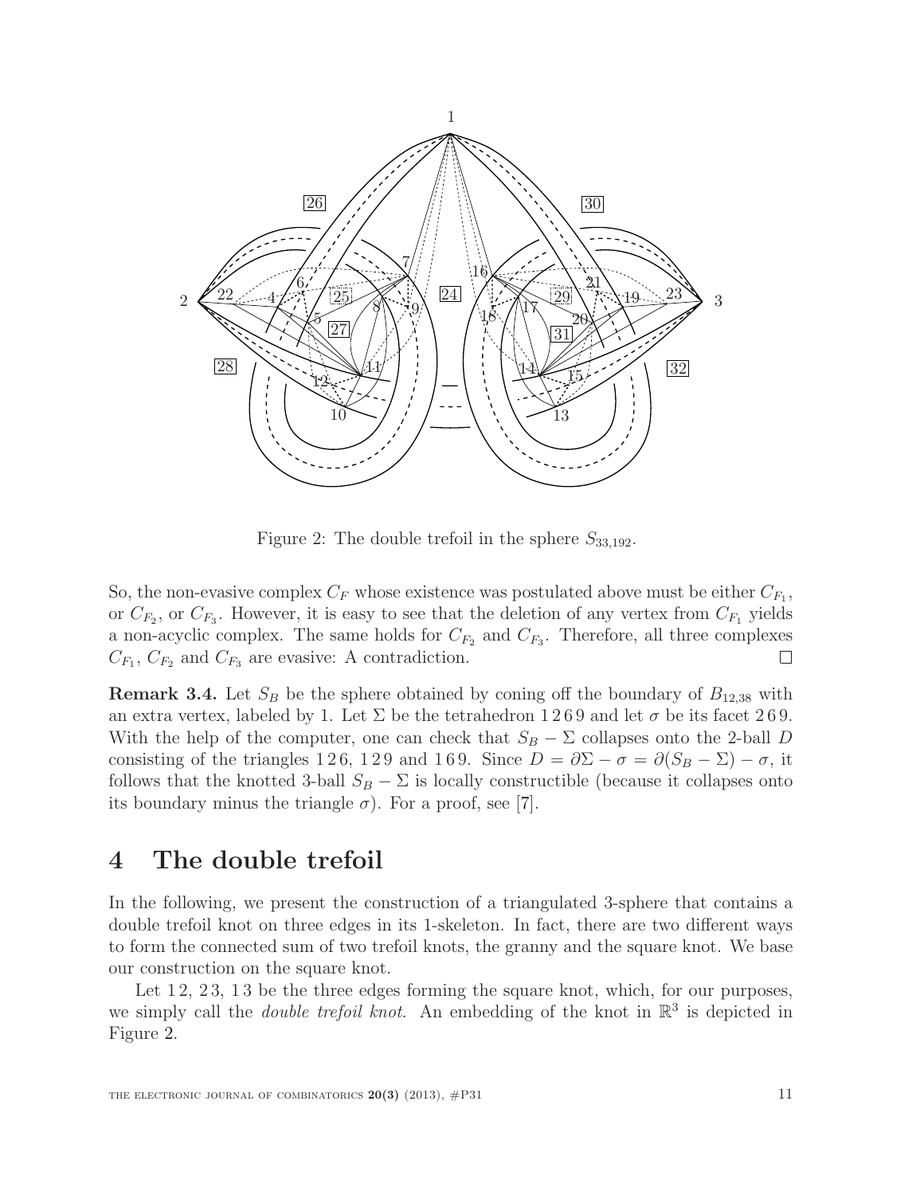Figure 2: The double trefoil in the sphere $S_{33,192}$.

So, the non-evasive complex $C_F$ whose existence was postulated above must be either $C_{F_1}$, or $C_{F_2}$, or $C_{F_3}$. However, it is easy to see that the deletion of any vertex from $C_{F_1}$ yields a non-acyclic complex. The same holds for $C_{F_2}$ and $C_{F_3}$. Therefore, all three complexes $C_{F_1}$, $C_{F_2}$ and $C_{F_3}$ are evasive: A contradiction. □

**Remark 3.4.** Let $S_B$ be the sphere obtained by coning off the boundary of $B_{12,38}$ with an extra vertex, labeled by 1. Let $\Sigma$ be the tetrahedron 1 2 6 9 and let $\sigma$ be its facet 2 6 9. With the help of the computer, one can check that $S_B - \Sigma$ collapses onto the 2-ball $D$ consisting of the triangles 1 2 6, 1 2 9 and 1 6 9. Since $D = \partial\Sigma - \sigma = \partial(S_B - \Sigma) - \sigma$, it follows that the knotted 3-ball $S_B - \Sigma$ is locally constructible (because it collapses onto its boundary minus the triangle $\sigma$). For a proof, see [7].

# 4 The double trefoil

In the following, we present the construction of a triangulated 3-sphere that contains a double trefoil knot on three edges in its 1-skeleton. In fact, there are two different ways to form the connected sum of two trefoil knots, the granny and the square knot. We base our construction on the square knot.

Let 1 2, 2 3, 1 3 be the three edges forming the square knot, which, for our purposes, we simply call the *double trefoil knot*. An embedding of the knot in $\mathbb{R}^3$ is depicted in Figure 2.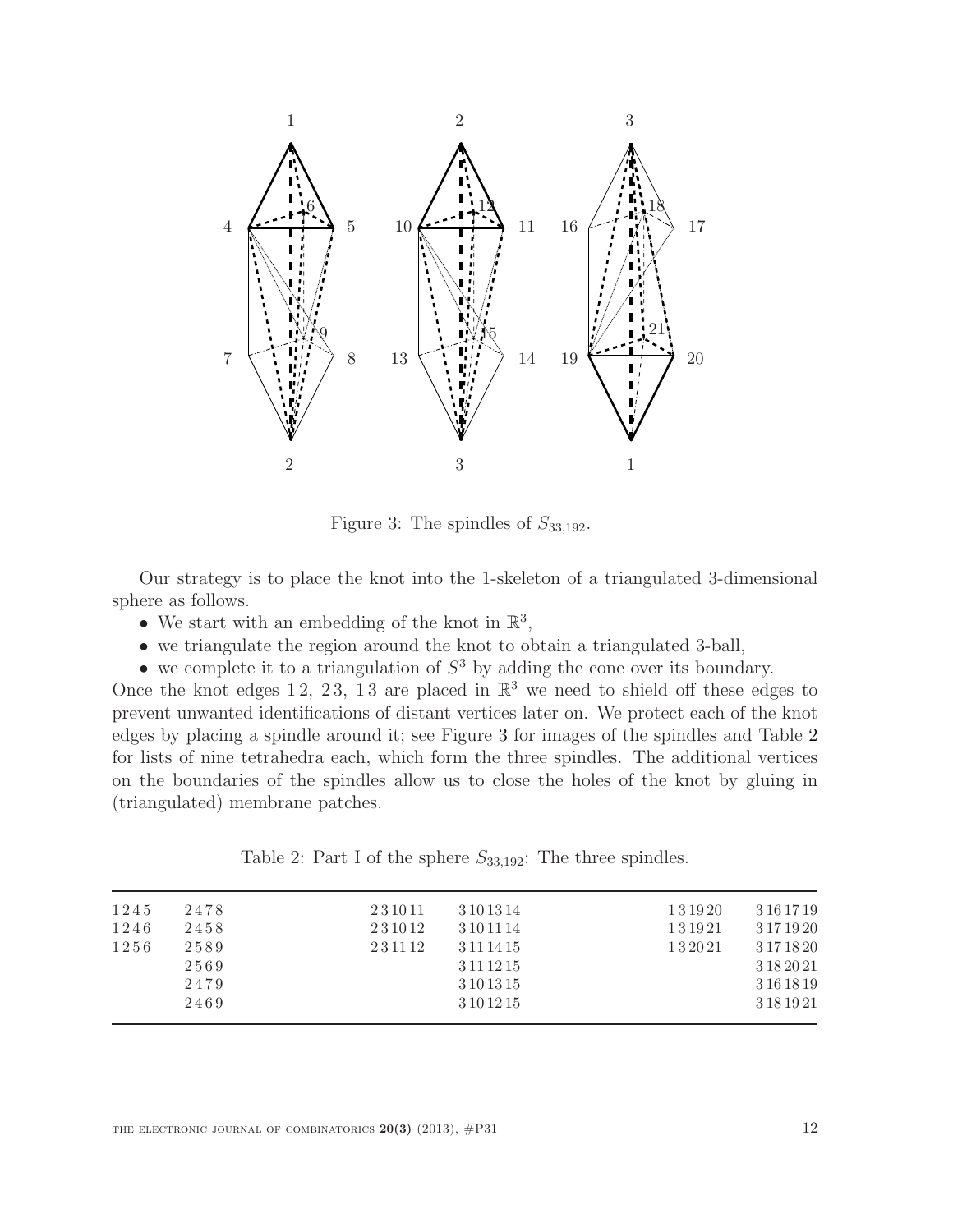Figure 3: The spindles of $S_{33,192}$.

Our strategy is to place the knot into the 1-skeleton of a triangulated 3-dimensional sphere as follows.

- We start with an embedding of the knot in $\mathbb{R}^3$,
- we triangulate the region around the knot to obtain a triangulated 3-ball,
- we complete it to a triangulation of $S^3$ by adding the cone over its boundary.

Once the knot edges 1 2, 2 3, 1 3 are placed in $\mathbb{R}^3$ we need to shield off these edges to prevent unwanted identifications of distant vertices later on. We protect each of the knot edges by placing a spindle around it; see Figure 3 for images of the spindles and Table 2 for lists of nine tetrahedra each, which form the three spindles. The additional vertices on the boundaries of the spindles allow us to close the holes of the knot by gluing in (triangulated) membrane patches.

Table 2: Part I of the sphere $S_{33,192}$: The three spindles.

| | | | | | |
|---|---|---|---|---|---|
| 1 2 4 5 | 2 4 7 8 | 2 3 10 11 | 3 10 13 14 | 1 3 19 20 | 3 16 17 19 |
| 1 2 4 6 | 2 4 5 8 | 2 3 10 12 | 3 10 11 14 | 1 3 19 21 | 3 17 19 20 |
| 1 2 5 6 | 2 5 8 9 | 2 3 11 12 | 3 11 14 15 | 1 3 20 21 | 3 17 18 20 |
| | 2 5 6 9 | | 3 11 12 15 | | 3 18 20 21 |
| | 2 4 7 9 | | 3 10 13 15 | | 3 16 18 19 |
| | 2 4 6 9 | | 3 10 12 15 | | 3 18 19 21 |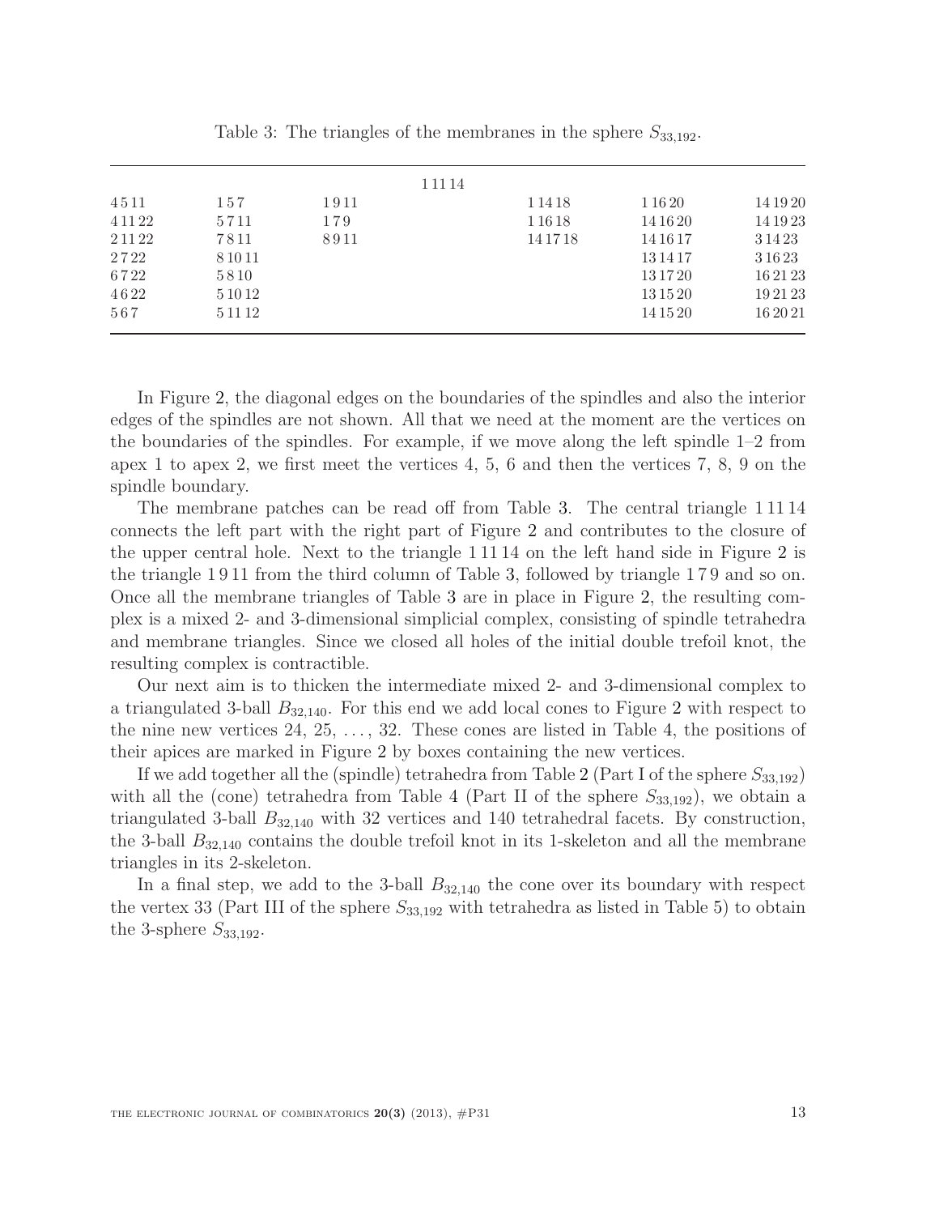Table 3: The triangles of the membranes in the sphere $S_{33,192}$.

| | | | | | | |
|---|---|---|---|---|---|---|
| | | | 1 11 14 | | | |
| 4 5 11 | 1 5 7 | 1 9 11 | | 1 14 18 | 1 16 20 | 14 19 20 |
| 4 11 22 | 5 7 11 | 1 7 9 | | 1 16 18 | 14 16 20 | 14 19 23 |
| 2 11 22 | 7 8 11 | 8 9 11 | | 14 17 18 | 14 16 17 | 3 14 23 |
| 2 7 22 | 8 10 11 | | | | 13 14 17 | 3 16 23 |
| 6 7 22 | 5 8 10 | | | | 13 17 20 | 16 21 23 |
| 4 6 22 | 5 10 12 | | | | 13 15 20 | 19 21 23 |
| 5 6 7 | 5 11 12 | | | | 14 15 20 | 16 20 21 |

In Figure 2, the diagonal edges on the boundaries of the spindles and also the interior edges of the spindles are not shown. All that we need at the moment are the vertices on the boundaries of the spindles. For example, if we move along the left spindle 1–2 from apex 1 to apex 2, we first meet the vertices 4, 5, 6 and then the vertices 7, 8, 9 on the spindle boundary.

The membrane patches can be read off from Table 3. The central triangle 1 11 14 connects the left part with the right part of Figure 2 and contributes to the closure of the upper central hole. Next to the triangle 1 11 14 on the left hand side in Figure 2 is the triangle 1 9 11 from the third column of Table 3, followed by triangle 1 7 9 and so on. Once all the membrane triangles of Table 3 are in place in Figure 2, the resulting complex is a mixed 2- and 3-dimensional simplicial complex, consisting of spindle tetrahedra and membrane triangles. Since we closed all holes of the initial double trefoil knot, the resulting complex is contractible.

Our next aim is to thicken the intermediate mixed 2- and 3-dimensional complex to a triangulated 3-ball $B_{32,140}$. For this end we add local cones to Figure 2 with respect to the nine new vertices 24, 25, …, 32. These cones are listed in Table 4, the positions of their apices are marked in Figure 2 by boxes containing the new vertices.

If we add together all the (spindle) tetrahedra from Table 2 (Part I of the sphere $S_{33,192}$) with all the (cone) tetrahedra from Table 4 (Part II of the sphere $S_{33,192}$), we obtain a triangulated 3-ball $B_{32,140}$ with 32 vertices and 140 tetrahedral facets. By construction, the 3-ball $B_{32,140}$ contains the double trefoil knot in its 1-skeleton and all the membrane triangles in its 2-skeleton.

In a final step, we add to the 3-ball $B_{32,140}$ the cone over its boundary with respect the vertex 33 (Part III of the sphere $S_{33,192}$ with tetrahedra as listed in Table 5) to obtain the 3-sphere $S_{33,192}$.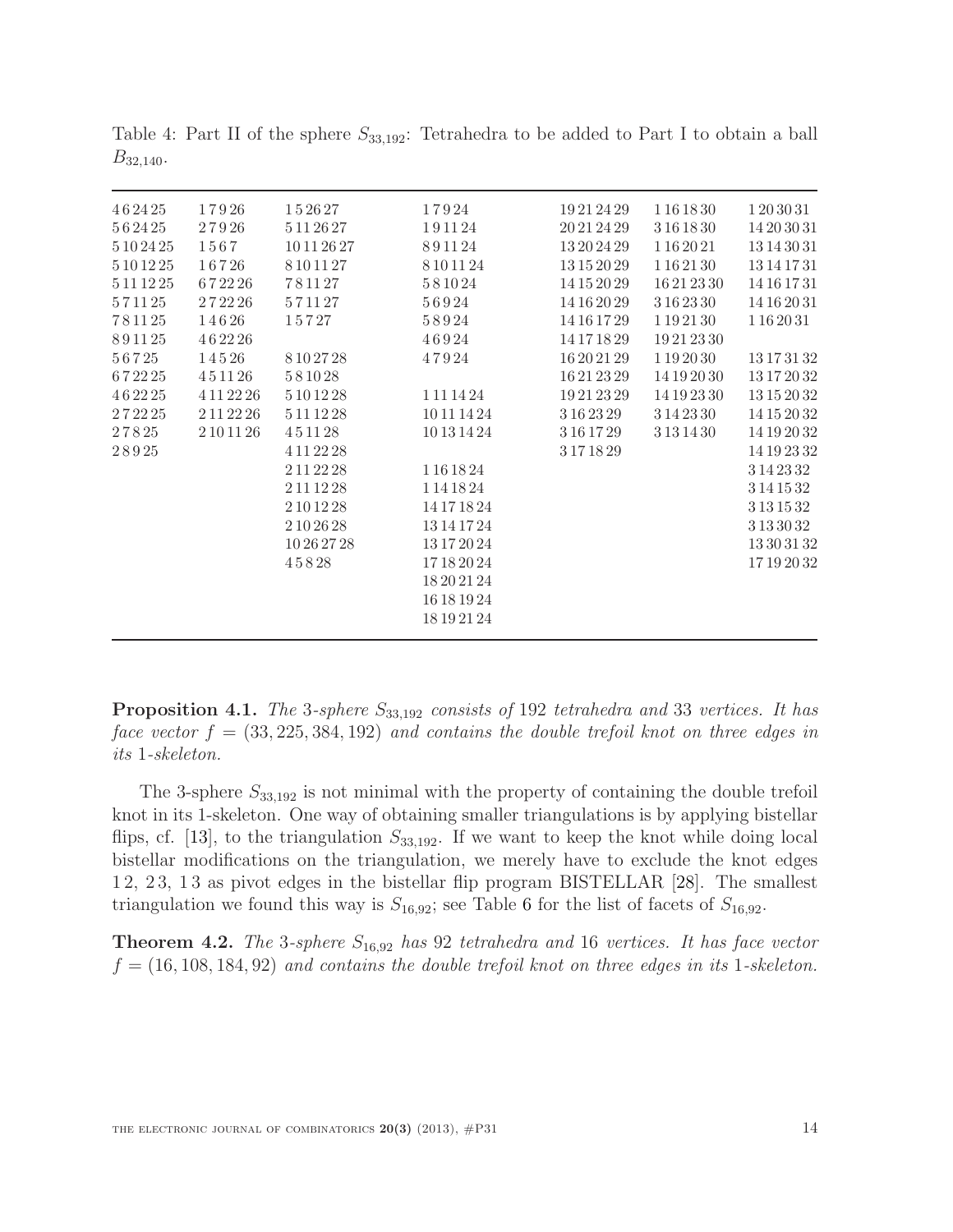Table 4: Part II of the sphere $S_{33,192}$: Tetrahedra to be added to Part I to obtain a ball $B_{32,140}$.

| | | | | | | |
|---|---|---|---|---|---|---|
| 4 6 24 25 | 1 7 9 26 | 1 5 26 27 | 1 7 9 24 | 19 21 24 29 | 1 16 18 30 | 1 20 30 31 |
| 5 6 24 25 | 2 7 9 26 | 5 11 26 27 | 1 9 11 24 | 20 21 24 29 | 3 16 18 30 | 14 20 30 31 |
| 5 10 24 25 | 1 5 6 7 | 10 11 26 27 | 8 9 11 24 | 13 20 24 29 | 1 16 20 21 | 13 14 30 31 |
| 5 10 12 25 | 1 6 7 26 | 8 10 11 27 | 8 10 11 24 | 13 15 20 29 | 1 16 21 30 | 13 14 17 31 |
| 5 11 12 25 | 6 7 22 26 | 7 8 11 27 | 5 8 10 24 | 14 15 20 29 | 16 21 23 30 | 14 16 17 31 |
| 5 7 11 25 | 2 7 22 26 | 5 7 11 27 | 5 6 9 24 | 14 16 20 29 | 3 16 23 30 | 14 16 20 31 |
| 7 8 11 25 | 1 4 6 26 | 1 5 7 27 | 5 8 9 24 | 14 16 17 29 | 1 19 21 30 | 1 16 20 31 |
| 8 9 11 25 | 4 6 22 26 | | 4 6 9 24 | 14 17 18 29 | 19 21 23 30 | |
| 5 6 7 25 | 1 4 5 26 | 8 10 27 28 | 4 7 9 24 | 16 20 21 29 | 1 19 20 30 | 13 17 31 32 |
| 6 7 22 25 | 4 5 11 26 | 5 8 10 28 | | 16 21 23 29 | 14 19 20 30 | 13 17 20 32 |
| 4 6 22 25 | 4 11 22 26 | 5 10 12 28 | 1 11 14 24 | 19 21 23 29 | 14 19 23 30 | 13 15 20 32 |
| 2 7 22 25 | 2 11 22 26 | 5 11 12 28 | 10 11 14 24 | 3 16 23 29 | 3 14 23 30 | 14 15 20 32 |
| 2 7 8 25 | 2 10 11 26 | 4 5 11 28 | 10 13 14 24 | 3 16 17 29 | 3 13 14 30 | 14 19 20 32 |
| 2 8 9 25 | | 4 11 22 28 | | 3 17 18 29 | | 14 19 23 32 |
| | | 2 11 22 28 | 1 16 18 24 | | | 3 14 23 32 |
| | | 2 11 12 28 | 1 14 18 24 | | | 3 14 15 32 |
| | | 2 10 12 28 | 14 17 18 24 | | | 3 13 15 32 |
| | | 2 10 26 28 | 13 14 17 24 | | | 3 13 30 32 |
| | | 10 26 27 28 | 13 17 20 24 | | | 13 30 31 32 |
| | | 4 5 8 28 | 17 18 20 24 | | | 17 19 20 32 |
| | | | 18 20 21 24 | | | |
| | | | 16 18 19 24 | | | |
| | | | 18 19 21 24 | | | |

**Proposition 4.1.** *The 3-sphere $S_{33,192}$ consists of 192 tetrahedra and 33 vertices. It has face vector $f = (33, 225, 384, 192)$ and contains the double trefoil knot on three edges in its 1-skeleton.*

The 3-sphere $S_{33,192}$ is not minimal with the property of containing the double trefoil knot in its 1-skeleton. One way of obtaining smaller triangulations is by applying bistellar flips, cf. [13], to the triangulation $S_{33,192}$. If we want to keep the knot while doing local bistellar modifications on the triangulation, we merely have to exclude the knot edges 1 2, 2 3, 1 3 as pivot edges in the bistellar flip program BISTELLAR [28]. The smallest triangulation we found this way is $S_{16,92}$; see Table 6 for the list of facets of $S_{16,92}$.

**Theorem 4.2.** *The 3-sphere $S_{16,92}$ has 92 tetrahedra and 16 vertices. It has face vector $f = (16, 108, 184, 92)$ and contains the double trefoil knot on three edges in its 1-skeleton.*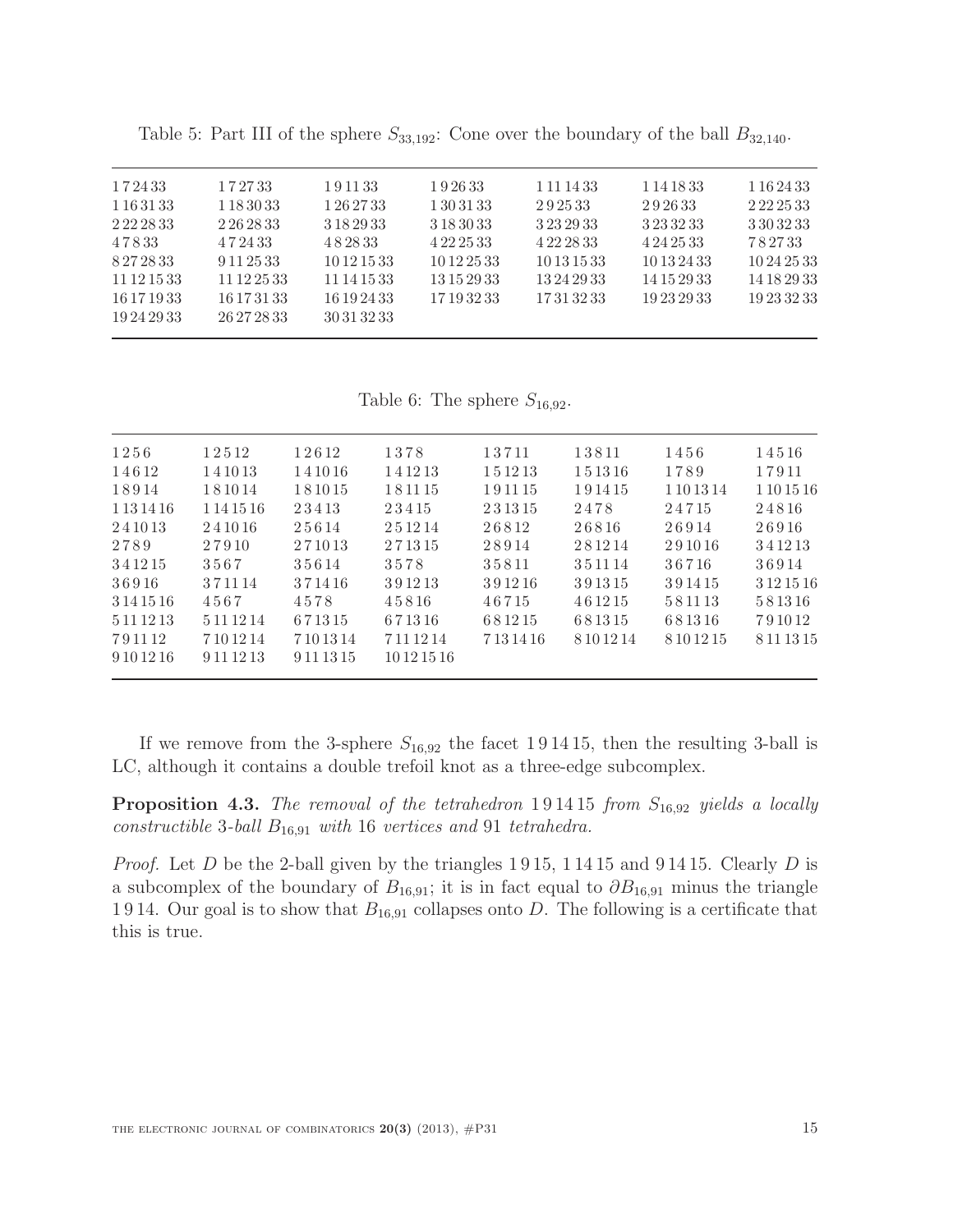Table 5: Part III of the sphere $S_{33,192}$: Cone over the boundary of the ball $B_{32,140}$.

| | | | | | | |
|---|---|---|---|---|---|---|
| 1 7 24 33 | 1 7 27 33 | 1 9 11 33 | 1 9 26 33 | 1 11 14 33 | 1 14 18 33 | 1 16 24 33 |
| 1 16 31 33 | 1 18 30 33 | 1 26 27 33 | 1 30 31 33 | 2 9 25 33 | 2 9 26 33 | 2 22 25 33 |
| 2 22 28 33 | 2 26 28 33 | 3 18 29 33 | 3 18 30 33 | 3 23 29 33 | 3 23 32 33 | 3 30 32 33 |
| 4 7 8 33 | 4 7 24 33 | 4 8 28 33 | 4 22 25 33 | 4 22 28 33 | 4 24 25 33 | 7 8 27 33 |
| 8 27 28 33 | 9 11 25 33 | 10 12 15 33 | 10 12 25 33 | 10 13 15 33 | 10 13 24 33 | 10 24 25 33 |
| 11 12 15 33 | 11 12 25 33 | 11 14 15 33 | 13 15 29 33 | 13 24 29 33 | 14 15 29 33 | 14 18 29 33 |
| 16 17 19 33 | 16 17 31 33 | 16 19 24 33 | 17 19 32 33 | 17 31 32 33 | 19 23 29 33 | 19 23 32 33 |
| 19 24 29 33 | 26 27 28 33 | 30 31 32 33 | | | | |

Table 6: The sphere $S_{16,92}$.

| | | | | | | | |
|---|---|---|---|---|---|---|---|
| 1 2 5 6 | 1 2 5 12 | 1 2 6 12 | 1 3 7 8 | 1 3 7 11 | 1 3 8 11 | 1 4 5 6 | 1 4 5 16 |
| 1 4 6 12 | 1 4 10 13 | 1 4 10 16 | 1 4 12 13 | 1 5 12 13 | 1 5 13 16 | 1 7 8 9 | 1 7 9 11 |
| 1 8 9 14 | 1 8 10 14 | 1 8 10 15 | 1 8 11 15 | 1 9 11 15 | 1 9 14 15 | 1 10 13 14 | 1 10 15 16 |
| 1 13 14 16 | 1 14 15 16 | 2 3 4 13 | 2 3 4 15 | 2 3 13 15 | 2 4 7 8 | 2 4 7 15 | 2 4 8 16 |
| 2 4 10 13 | 2 4 10 16 | 2 5 6 14 | 2 5 12 14 | 2 6 8 12 | 2 6 8 16 | 2 6 9 14 | 2 6 9 16 |
| 2 7 8 9 | 2 7 9 10 | 2 7 10 13 | 2 7 13 15 | 2 8 9 14 | 2 8 12 14 | 2 9 10 16 | 3 4 12 13 |
| 3 4 12 15 | 3 5 6 7 | 3 5 6 14 | 3 5 7 8 | 3 5 8 11 | 3 5 11 14 | 3 6 7 16 | 3 6 9 14 |
| 3 6 9 16 | 3 7 11 14 | 3 7 14 16 | 3 9 12 13 | 3 9 12 16 | 3 9 13 15 | 3 9 14 15 | 3 12 15 16 |
| 3 14 15 16 | 4 5 6 7 | 4 5 7 8 | 4 5 8 16 | 4 6 7 15 | 4 6 12 15 | 5 8 11 13 | 5 8 13 16 |
| 5 11 12 13 | 5 11 12 14 | 6 7 13 15 | 6 7 13 16 | 6 8 12 15 | 6 8 13 15 | 6 8 13 16 | 7 9 10 12 |
| 7 9 11 12 | 7 10 12 14 | 7 10 13 14 | 7 11 12 14 | 7 13 14 16 | 8 10 12 14 | 8 10 12 15 | 8 11 13 15 |
| 9 10 12 16 | 9 11 12 13 | 9 11 13 15 | 10 12 15 16 | | | | |

If we remove from the 3-sphere $S_{16,92}$ the facet 1 9 14 15, then the resulting 3-ball is LC, although it contains a double trefoil knot as a three-edge subcomplex.

**Proposition 4.3.** *The removal of the tetrahedron* 1 9 14 15 *from* $S_{16,92}$ *yields a locally constructible* 3*-ball* $B_{16,91}$ *with* 16 *vertices and* 91 *tetrahedra.*

*Proof.* Let $D$ be the 2-ball given by the triangles 1 9 15, 1 14 15 and 9 14 15. Clearly $D$ is a subcomplex of the boundary of $B_{16,91}$; it is in fact equal to $\partial B_{16,91}$ minus the triangle 1 9 14. Our goal is to show that $B_{16,91}$ collapses onto $D$. The following is a certificate that this is true.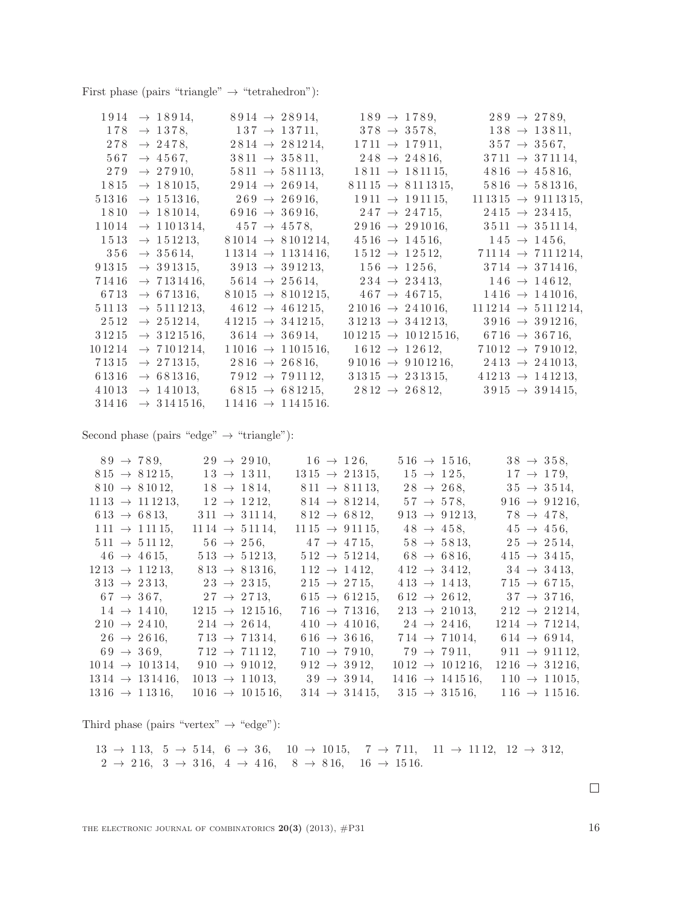First phase (pairs "triangle" → "tetrahedron"):

$1\,9\,14 \to 1\,8\,9\,14$, $8\,9\,14 \to 2\,8\,9\,14$, $1\,8\,9 \to 1\,7\,8\,9$, $2\,8\,9 \to 2\,7\,8\,9$,
$1\,7\,8 \to 1\,3\,7\,8$, $1\,3\,7 \to 1\,3\,7\,11$, $3\,7\,8 \to 3\,5\,7\,8$, $1\,3\,8 \to 1\,3\,8\,11$,
$2\,7\,8 \to 2\,4\,7\,8$, $2\,8\,14 \to 2\,8\,12\,14$, $1\,7\,11 \to 1\,7\,9\,11$, $3\,5\,7 \to 3\,5\,6\,7$,
$5\,6\,7 \to 4\,5\,6\,7$, $3\,8\,11 \to 3\,5\,8\,11$, $2\,4\,8 \to 2\,4\,8\,16$, $3\,7\,11 \to 3\,7\,11\,14$,
$2\,7\,9 \to 2\,7\,9\,10$, $5\,8\,11 \to 5\,8\,11\,13$, $1\,8\,11 \to 1\,8\,11\,15$, $4\,8\,16 \to 4\,5\,8\,16$,
$1\,8\,15 \to 1\,8\,10\,15$, $2\,9\,14 \to 2\,6\,9\,14$, $8\,11\,15 \to 8\,11\,13\,15$, $5\,8\,16 \to 5\,8\,13\,16$,
$5\,13\,16 \to 1\,5\,13\,16$, $2\,6\,9 \to 2\,6\,9\,16$, $1\,9\,11 \to 1\,9\,11\,15$, $11\,13\,15 \to 9\,11\,13\,15$,
$1\,8\,10 \to 1\,8\,10\,14$, $6\,9\,16 \to 3\,6\,9\,16$, $2\,4\,7 \to 2\,4\,7\,15$, $2\,4\,15 \to 2\,3\,4\,15$,
$1\,10\,14 \to 1\,10\,13\,14$, $4\,5\,7 \to 4\,5\,7\,8$, $2\,9\,16 \to 2\,9\,10\,16$, $3\,5\,11 \to 3\,5\,11\,14$,
$1\,5\,13 \to 1\,5\,12\,13$, $8\,10\,14 \to 8\,10\,12\,14$, $4\,5\,16 \to 1\,4\,5\,16$, $1\,4\,5 \to 1\,4\,5\,6$,
$3\,5\,6 \to 3\,5\,6\,14$, $11\,3\,14 \to 1\,13\,14\,16$, $1\,5\,12 \to 1\,2\,5\,12$, $7\,11\,14 \to 7\,11\,12\,14$,
$9\,13\,15 \to 3\,9\,13\,15$, $3\,9\,13 \to 3\,9\,12\,13$, $1\,5\,6 \to 1\,2\,5\,6$, $3\,7\,14 \to 3\,7\,14\,16$,
$7\,14\,16 \to 7\,13\,14\,16$, $5\,6\,14 \to 2\,5\,6\,14$, $2\,3\,4 \to 2\,3\,4\,13$, $1\,4\,6 \to 1\,4\,6\,12$,
$6\,7\,13 \to 6\,7\,13\,16$, $8\,10\,15 \to 8\,10\,12\,15$, $4\,6\,7 \to 4\,6\,7\,15$, $1\,4\,16 \to 1\,4\,10\,16$,
$5\,11\,13 \to 5\,11\,12\,13$, $4\,6\,12 \to 4\,6\,12\,15$, $2\,10\,16 \to 2\,4\,10\,16$, $11\,12\,14 \to 5\,11\,12\,14$,
$2\,5\,12 \to 2\,5\,12\,14$, $4\,12\,15 \to 3\,4\,12\,15$, $3\,12\,13 \to 3\,4\,12\,13$, $3\,9\,16 \to 3\,9\,12\,16$,
$3\,12\,15 \to 3\,12\,15\,16$, $3\,6\,14 \to 3\,6\,9\,14$, $10\,12\,15 \to 10\,12\,15\,16$, $6\,7\,16 \to 3\,6\,7\,16$,
$10\,12\,14 \to 7\,10\,12\,14$, $1\,10\,16 \to 1\,10\,15\,16$, $1\,6\,12 \to 1\,2\,6\,12$, $7\,10\,12 \to 7\,9\,10\,12$,
$7\,13\,15 \to 2\,7\,13\,15$, $2\,8\,16 \to 2\,6\,8\,16$, $9\,10\,16 \to 9\,10\,12\,16$, $2\,4\,13 \to 2\,4\,10\,13$,
$6\,13\,16 \to 6\,8\,13\,16$, $7\,9\,12 \to 7\,9\,11\,12$, $3\,13\,15 \to 2\,3\,13\,15$, $4\,12\,13 \to 1\,4\,12\,13$,
$4\,10\,13 \to 1\,4\,10\,13$, $6\,8\,15 \to 6\,8\,12\,15$, $2\,8\,12 \to 2\,6\,8\,12$, $3\,9\,15 \to 3\,9\,14\,15$,
$3\,14\,16 \to 3\,14\,15\,16$, $1\,14\,16 \to 1\,14\,15\,16$.

Second phase (pairs "edge" → "triangle"):

$8\,9 \to 7\,8\,9$, $2\,9 \to 2\,9\,10$, $1\,6 \to 1\,2\,6$, $5\,16 \to 1\,5\,16$, $3\,8 \to 3\,5\,8$,
$8\,15 \to 8\,12\,15$, $1\,3 \to 1\,3\,11$, $13\,15 \to 2\,13\,15$, $1\,5 \to 1\,2\,5$, $1\,7 \to 1\,7\,9$,
$8\,10 \to 8\,10\,12$, $1\,8 \to 1\,8\,14$, $8\,11 \to 8\,11\,13$, $2\,8 \to 2\,6\,8$, $3\,5 \to 3\,5\,14$,
$11\,13 \to 11\,12\,13$, $1\,2 \to 1\,2\,12$, $8\,14 \to 8\,12\,14$, $5\,7 \to 5\,7\,8$, $9\,16 \to 9\,12\,16$,
$6\,13 \to 6\,8\,13$, $3\,11 \to 3\,11\,14$, $8\,12 \to 6\,8\,12$, $9\,13 \to 9\,12\,13$, $7\,8 \to 4\,7\,8$,
$1\,11 \to 1\,11\,15$, $11\,14 \to 5\,11\,14$, $11\,15 \to 9\,11\,15$, $4\,8 \to 4\,5\,8$, $4\,5 \to 4\,5\,6$,
$5\,11 \to 5\,11\,12$, $5\,6 \to 2\,5\,6$, $4\,7 \to 4\,7\,15$, $5\,8 \to 5\,8\,13$, $2\,5 \to 2\,5\,14$,
$4\,6 \to 4\,6\,15$, $5\,13 \to 5\,12\,13$, $5\,12 \to 5\,12\,14$, $6\,8 \to 6\,8\,16$, $4\,15 \to 3\,4\,15$,
$12\,13 \to 1\,12\,13$, $8\,13 \to 8\,13\,16$, $1\,12 \to 1\,4\,12$, $4\,12 \to 3\,4\,12$, $3\,4 \to 3\,4\,13$,
$3\,13 \to 2\,3\,13$, $2\,3 \to 2\,3\,15$, $2\,15 \to 2\,7\,15$, $4\,13 \to 1\,4\,13$, $7\,15 \to 6\,7\,15$,
$6\,7 \to 3\,6\,7$, $2\,7 \to 2\,7\,13$, $6\,15 \to 6\,12\,15$, $6\,12 \to 2\,6\,12$, $3\,7 \to 3\,7\,16$,
$1\,4 \to 1\,4\,10$, $12\,15 \to 12\,15\,16$, $7\,16 \to 7\,13\,16$, $2\,13 \to 2\,10\,13$, $2\,12 \to 2\,12\,14$,
$2\,10 \to 2\,4\,10$, $2\,14 \to 2\,6\,14$, $4\,10 \to 4\,10\,16$, $2\,4 \to 2\,4\,16$, $12\,14 \to 7\,12\,14$,
$2\,6 \to 2\,6\,16$, $7\,13 \to 7\,13\,14$, $6\,16 \to 3\,6\,16$, $7\,14 \to 7\,10\,14$, $6\,14 \to 6\,9\,14$,
$6\,9 \to 3\,6\,9$, $7\,12 \to 7\,11\,12$, $7\,10 \to 7\,9\,10$, $7\,9 \to 7\,9\,11$, $9\,11 \to 9\,11\,12$,
$10\,14 \to 10\,13\,14$, $9\,10 \to 9\,10\,12$, $9\,12 \to 3\,9\,12$, $10\,12 \to 10\,12\,16$, $12\,16 \to 3\,12\,16$,
$13\,14 \to 13\,14\,16$, $10\,13 \to 1\,10\,13$, $3\,9 \to 3\,9\,14$, $14\,16 \to 14\,15\,16$, $1\,10 \to 1\,10\,15$,
$13\,16 \to 1\,13\,16$, $10\,16 \to 10\,15\,16$, $3\,14 \to 3\,14\,15$, $3\,15 \to 3\,15\,16$, $1\,16 \to 1\,15\,16$.

Third phase (pairs "vertex" → "edge"):

$13 \to 1\,13$, $5 \to 5\,14$, $6 \to 3\,6$, $10 \to 10\,15$, $7 \to 7\,11$, $11 \to 11\,12$, $12 \to 3\,12$,
$2 \to 2\,16$, $3 \to 3\,16$, $4 \to 4\,16$, $8 \to 8\,16$, $16 \to 15\,16$.

□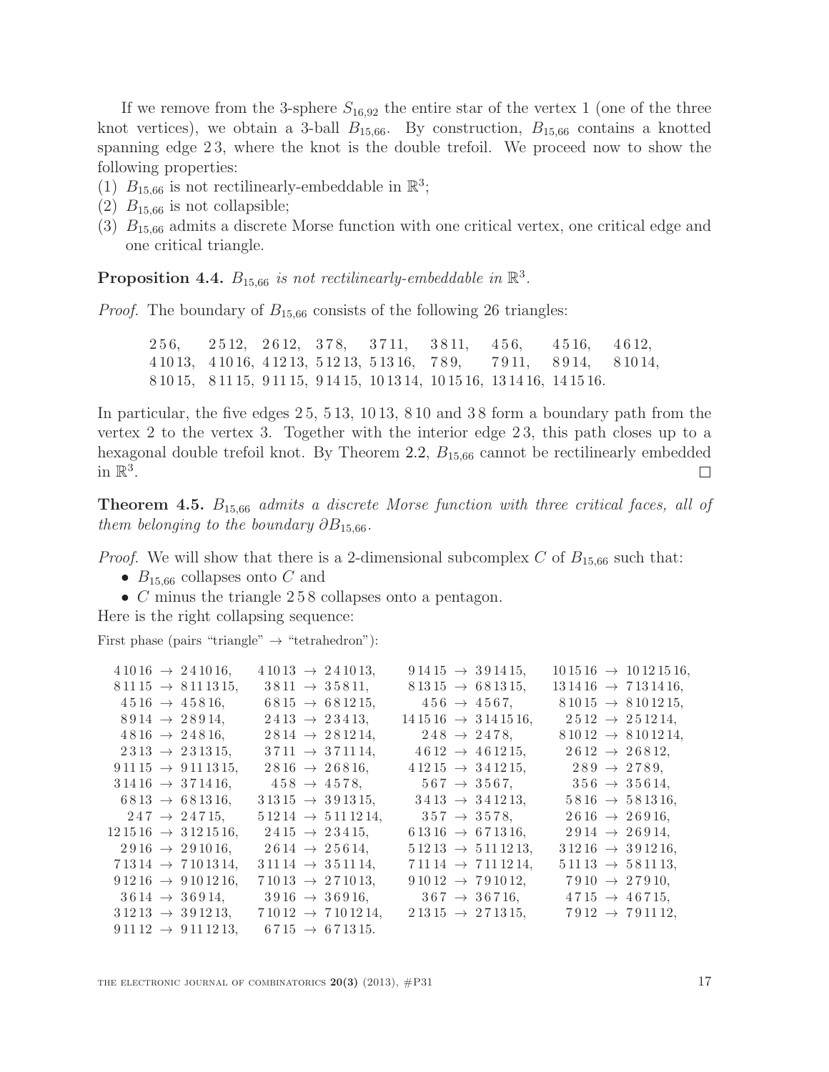If we remove from the 3-sphere $S_{16,92}$ the entire star of the vertex 1 (one of the three knot vertices), we obtain a 3-ball $B_{15,66}$. By construction, $B_{15,66}$ contains a knotted spanning edge 2 3, where the knot is the double trefoil. We proceed now to show the following properties:

(1) $B_{15,66}$ is not rectilinearly-embeddable in $\mathbb{R}^3$;

(2) $B_{15,66}$ is not collapsible;

(3) $B_{15,66}$ admits a discrete Morse function with one critical vertex, one critical edge and one critical triangle.

**Proposition 4.4.** *$B_{15,66}$ is not rectilinearly-embeddable in $\mathbb{R}^3$.*

*Proof.* The boundary of $B_{15,66}$ consists of the following 26 triangles:

2 5 6, 2 5 12, 2 6 12, 3 7 8, 3 7 11, 3 8 11, 4 5 6, 4 5 16, 4 6 12,
4 10 13, 4 10 16, 4 12 13, 5 12 13, 5 13 16, 7 8 9, 7 9 11, 8 9 14, 8 10 14,
8 10 15, 8 11 15, 9 11 15, 9 14 15, 10 13 14, 10 15 16, 13 14 16, 14 15 16.

In particular, the five edges 2 5, 5 13, 10 13, 8 10 and 3 8 form a boundary path from the vertex 2 to the vertex 3. Together with the interior edge 2 3, this path closes up to a hexagonal double trefoil knot. By Theorem 2.2, $B_{15,66}$ cannot be rectilinearly embedded in $\mathbb{R}^3$. ☐

**Theorem 4.5.** *$B_{15,66}$ admits a discrete Morse function with three critical faces, all of them belonging to the boundary $\partial B_{15,66}$.*

*Proof.* We will show that there is a 2-dimensional subcomplex $C$ of $B_{15,66}$ such that:

- $B_{15,66}$ collapses onto $C$ and
- $C$ minus the triangle 2 5 8 collapses onto a pentagon.

Here is the right collapsing sequence:

First phase (pairs "triangle" → "tetrahedron"):

4 10 16 → 2 4 10 16, 4 10 13 → 2 4 10 13, 9 14 15 → 3 9 14 15, 10 15 16 → 10 12 15 16,
8 11 15 → 8 11 13 15, 3 8 11 → 3 5 8 11, 8 13 15 → 6 8 13 15, 13 14 16 → 7 13 14 16,
4 5 16 → 4 5 8 16, 6 8 15 → 6 8 12 15, 4 5 6 → 4 5 6 7, 8 10 15 → 8 10 12 15,
8 9 14 → 2 8 9 14, 2 4 13 → 2 3 4 13, 14 15 16 → 3 14 15 16, 2 5 12 → 2 5 12 14,
4 8 16 → 2 4 8 16, 2 8 14 → 2 8 12 14, 2 4 8 → 2 4 7 8, 8 10 12 → 8 10 12 14,
2 3 13 → 2 3 13 15, 3 7 11 → 3 7 11 14, 4 6 12 → 4 6 12 15, 2 6 12 → 2 6 8 12,
9 11 15 → 9 11 13 15, 2 8 16 → 2 6 8 16, 4 12 15 → 3 4 12 15, 2 8 9 → 2 7 8 9,
3 14 16 → 3 7 14 16, 4 5 8 → 4 5 7 8, 5 6 7 → 3 5 6 7, 3 5 6 → 3 5 6 14,
6 8 13 → 6 8 13 16, 3 13 15 → 3 9 13 15, 3 4 13 → 3 4 12 13, 5 8 16 → 5 8 13 16,
2 4 7 → 2 4 7 15, 5 12 14 → 5 11 12 14, 3 5 7 → 3 5 7 8, 2 6 16 → 2 6 9 16,
12 15 16 → 3 12 15 16, 2 4 15 → 2 3 4 15, 6 13 16 → 6 7 13 16, 2 9 14 → 2 6 9 14,
2 9 16 → 2 9 10 16, 2 6 14 → 2 5 6 14, 5 12 13 → 5 11 12 13, 3 12 16 → 3 9 12 16,
7 13 14 → 7 10 13 14, 3 11 14 → 3 5 11 14, 7 11 14 → 7 11 12 14, 5 11 13 → 5 8 11 13,
9 12 16 → 9 10 12 16, 7 10 13 → 2 7 10 13, 9 10 12 → 7 9 10 12, 7 9 10 → 2 7 9 10,
3 6 14 → 3 6 9 14, 3 9 16 → 3 6 9 16, 3 6 7 → 3 6 7 16, 4 7 15 → 4 6 7 15,
3 12 13 → 3 9 12 13, 7 10 12 → 7 10 12 14, 2 13 15 → 2 7 13 15, 7 9 12 → 7 9 11 12,
9 11 12 → 9 11 12 13, 6 7 15 → 6 7 13 15.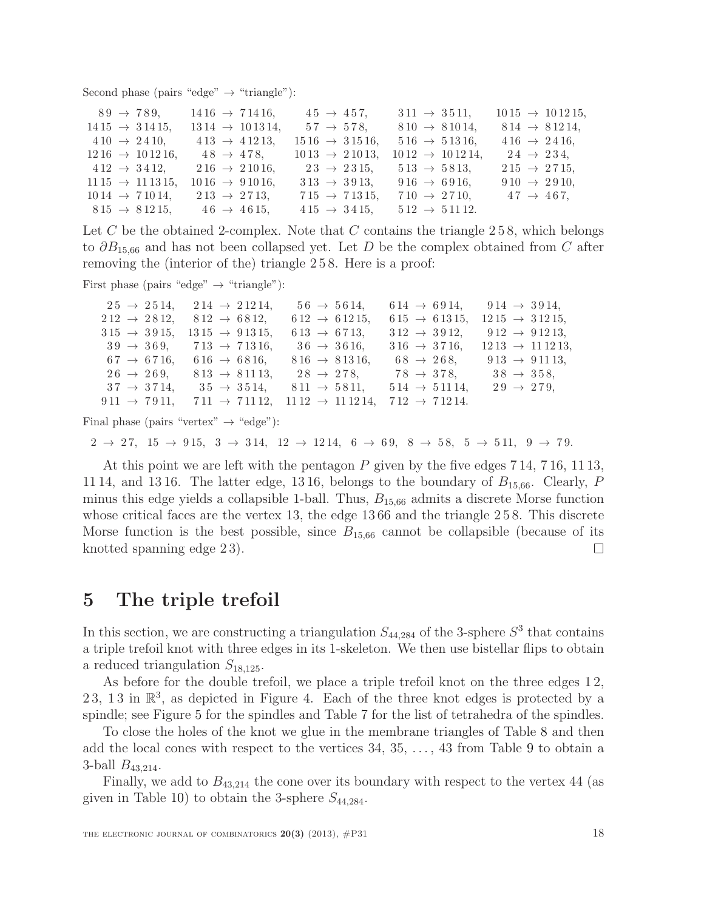Second phase (pairs "edge" → "triangle"):

$89 \to 789$, $1416 \to 71416$, $45 \to 457$, $311 \to 3511$, $1015 \to 101215$,
$1415 \to 31415$, $1314 \to 101314$, $57 \to 578$, $810 \to 81014$, $814 \to 81214$,
$410 \to 2410$, $413 \to 41213$, $1516 \to 31516$, $516 \to 51316$, $416 \to 2416$,
$1216 \to 101216$, $48 \to 478$, $1013 \to 21013$, $1012 \to 101214$, $24 \to 234$,
$412 \to 3412$, $216 \to 21016$, $23 \to 2315$, $513 \to 5813$, $215 \to 2715$,
$1115 \to 111315$, $1016 \to 91016$, $313 \to 3913$, $916 \to 6916$, $910 \to 2910$,
$1014 \to 71014$, $213 \to 2713$, $715 \to 71315$, $710 \to 2710$, $47 \to 467$,
$815 \to 81215$, $46 \to 4615$, $415 \to 3415$, $512 \to 51112$.

Let $C$ be the obtained 2-complex. Note that $C$ contains the triangle $2\,5\,8$, which belongs to $\partial B_{15,66}$ and has not been collapsed yet. Let $D$ be the complex obtained from $C$ after removing the (interior of the) triangle $2\,5\,8$. Here is a proof:

First phase (pairs "edge" → "triangle"):

$25 \to 2514$, $214 \to 21214$, $56 \to 5614$, $614 \to 6914$, $914 \to 3914$,
$212 \to 2812$, $812 \to 6812$, $612 \to 61215$, $615 \to 61315$, $1215 \to 31215$,
$315 \to 3915$, $1315 \to 91315$, $613 \to 6713$, $312 \to 3912$, $912 \to 91213$,
$39 \to 369$, $713 \to 71316$, $36 \to 3616$, $316 \to 3716$, $1213 \to 111213$,
$67 \to 6716$, $616 \to 6816$, $816 \to 81316$, $68 \to 268$, $913 \to 91113$,
$26 \to 269$, $813 \to 81113$, $28 \to 278$, $78 \to 378$, $38 \to 358$,
$37 \to 3714$, $35 \to 3514$, $811 \to 5811$, $514 \to 51114$, $29 \to 279$,
$911 \to 7911$, $711 \to 71112$, $1112 \to 111214$, $712 \to 71214$.

Final phase (pairs "vertex" → "edge"):

$2 \to 27$, $15 \to 915$, $3 \to 314$, $12 \to 1214$, $6 \to 69$, $8 \to 58$, $5 \to 511$, $9 \to 79$.

At this point we are left with the pentagon $P$ given by the five edges $7\,14$, $7\,16$, $11\,13$, $11\,14$, and $13\,16$. The latter edge, $13\,16$, belongs to the boundary of $B_{15,66}$. Clearly, $P$ minus this edge yields a collapsible 1-ball. Thus, $B_{15,66}$ admits a discrete Morse function whose critical faces are the vertex 13, the edge $13\,66$ and the triangle $2\,5\,8$. This discrete Morse function is the best possible, since $B_{15,66}$ cannot be collapsible (because of its knotted spanning edge $2\,3$). $\square$

# 5 The triple trefoil

In this section, we are constructing a triangulation $S_{44,284}$ of the 3-sphere $S^3$ that contains a triple trefoil knot with three edges in its 1-skeleton. We then use bistellar flips to obtain a reduced triangulation $S_{18,125}$.

As before for the double trefoil, we place a triple trefoil knot on the three edges $1\,2$, $2\,3$, $1\,3$ in $\mathbb{R}^3$, as depicted in Figure 4. Each of the three knot edges is protected by a spindle; see Figure 5 for the spindles and Table 7 for the list of tetrahedra of the spindles.

To close the holes of the knot we glue in the membrane triangles of Table 8 and then add the local cones with respect to the vertices 34, 35, ..., 43 from Table 9 to obtain a 3-ball $B_{43,214}$.

Finally, we add to $B_{43,214}$ the cone over its boundary with respect to the vertex 44 (as given in Table 10) to obtain the 3-sphere $S_{44,284}$.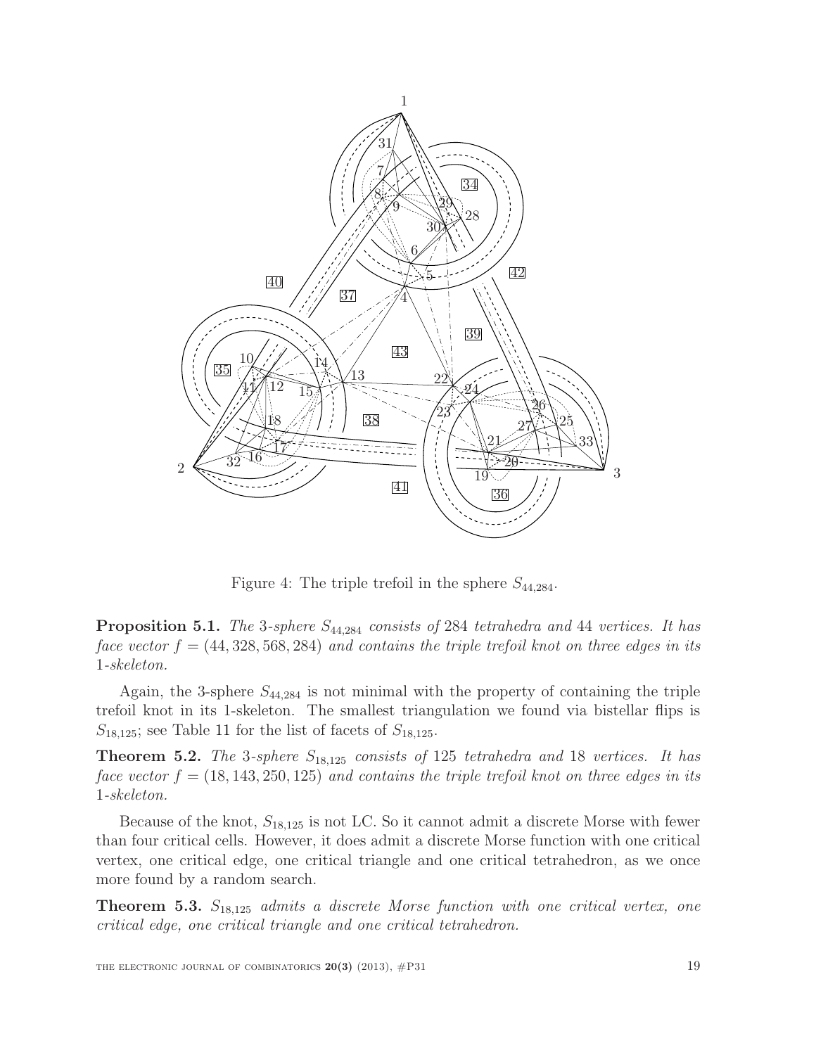Figure 4: The triple trefoil in the sphere $S_{44,284}$.

**Proposition 5.1.** *The 3-sphere $S_{44,284}$ consists of 284 tetrahedra and 44 vertices. It has face vector $f = (44, 328, 568, 284)$ and contains the triple trefoil knot on three edges in its 1-skeleton.*

Again, the 3-sphere $S_{44,284}$ is not minimal with the property of containing the triple trefoil knot in its 1-skeleton. The smallest triangulation we found via bistellar flips is $S_{18,125}$; see Table 11 for the list of facets of $S_{18,125}$.

**Theorem 5.2.** *The 3-sphere $S_{18,125}$ consists of 125 tetrahedra and 18 vertices. It has face vector $f = (18, 143, 250, 125)$ and contains the triple trefoil knot on three edges in its 1-skeleton.*

Because of the knot, $S_{18,125}$ is not LC. So it cannot admit a discrete Morse with fewer than four critical cells. However, it does admit a discrete Morse function with one critical vertex, one critical edge, one critical triangle and one critical tetrahedron, as we once more found by a random search.

**Theorem 5.3.** *$S_{18,125}$ admits a discrete Morse function with one critical vertex, one critical edge, one critical triangle and one critical tetrahedron.*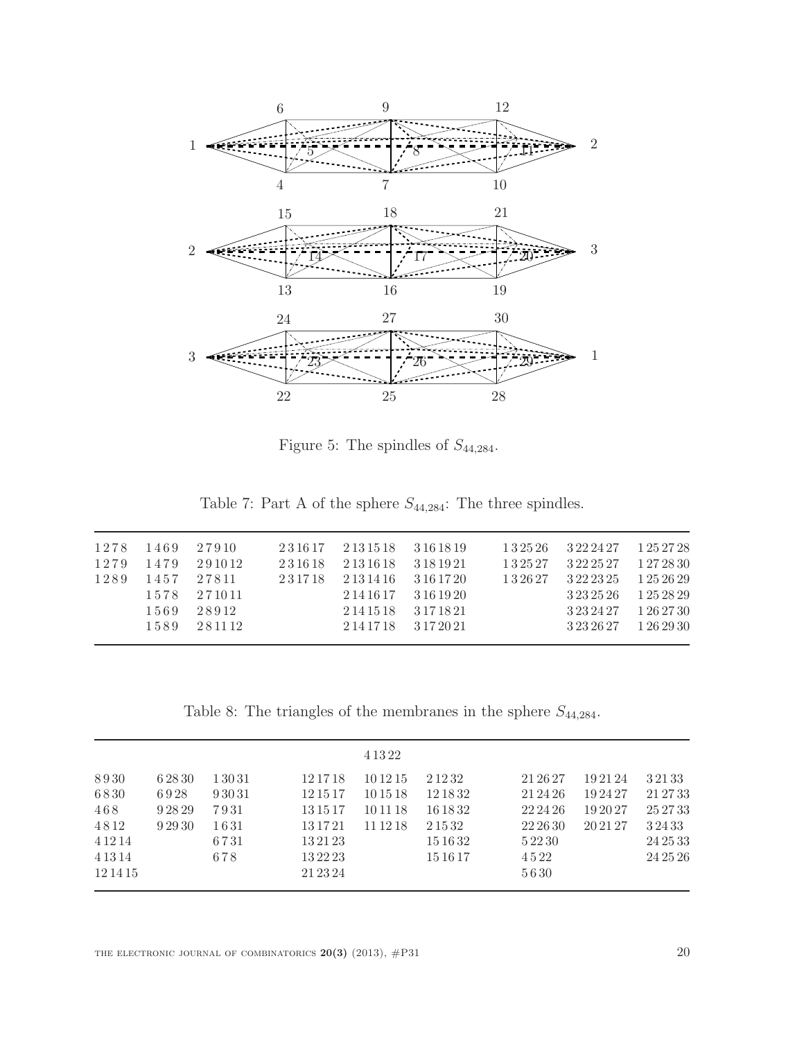Figure 5: The spindles of $S_{44,284}$.

Table 7: Part A of the sphere $S_{44,284}$: The three spindles.

| | | | | | | | | |
|---|---|---|---|---|---|---|---|---|
| 1 2 7 8 | 1 4 6 9 | 2 7 9 10 | 2 3 16 17 | 2 13 15 18 | 3 16 18 19 | 1 3 25 26 | 3 22 24 27 | 1 25 27 28 |
| 1 2 7 9 | 1 4 7 9 | 2 9 10 12 | 2 3 16 18 | 2 13 16 18 | 3 18 19 21 | 1 3 25 27 | 3 22 25 27 | 1 27 28 30 |
| 1 2 8 9 | 1 4 5 7 | 2 7 8 11 | 2 3 17 18 | 2 13 14 16 | 3 16 17 20 | 1 3 26 27 | 3 22 23 25 | 1 25 26 29 |
| | 1 5 7 8 | 2 7 10 11 | | 2 14 16 17 | 3 16 19 20 | | 3 23 25 26 | 1 25 28 29 |
| | 1 5 6 9 | 2 8 9 12 | | 2 14 15 18 | 3 17 18 21 | | 3 23 24 27 | 1 26 27 30 |
| | 1 5 8 9 | 2 8 11 12 | | 2 14 17 18 | 3 17 20 21 | | 3 23 26 27 | 1 26 29 30 |

Table 8: The triangles of the membranes in the sphere $S_{44,284}$.

| | | | | | | | | |
|---|---|---|---|---|---|---|---|---|
| | | | | 4 13 22 | | | | |
| 8 9 30 | 6 28 30 | 1 30 31 | 12 17 18 | 10 12 15 | 2 12 32 | 21 26 27 | 19 21 24 | 3 21 33 |
| 6 8 30 | 6 9 28 | 9 30 31 | 12 15 17 | 10 15 18 | 12 18 32 | 21 24 26 | 19 24 27 | 21 27 33 |
| 4 6 8 | 9 28 29 | 7 9 31 | 13 15 17 | 10 11 18 | 16 18 32 | 22 24 26 | 19 20 27 | 25 27 33 |
| 4 8 12 | 9 29 30 | 1 6 31 | 13 17 21 | 11 12 18 | 2 15 32 | 22 26 30 | 20 21 27 | 3 24 33 |
| 4 12 14 | | 6 7 31 | 13 21 23 | | 15 16 32 | 5 22 30 | | 24 25 33 |
| 4 13 14 | | 6 7 8 | 13 22 23 | | 15 16 17 | 4 5 22 | | 24 25 26 |
| 12 14 15 | | | 21 23 24 | | | 5 6 30 | | |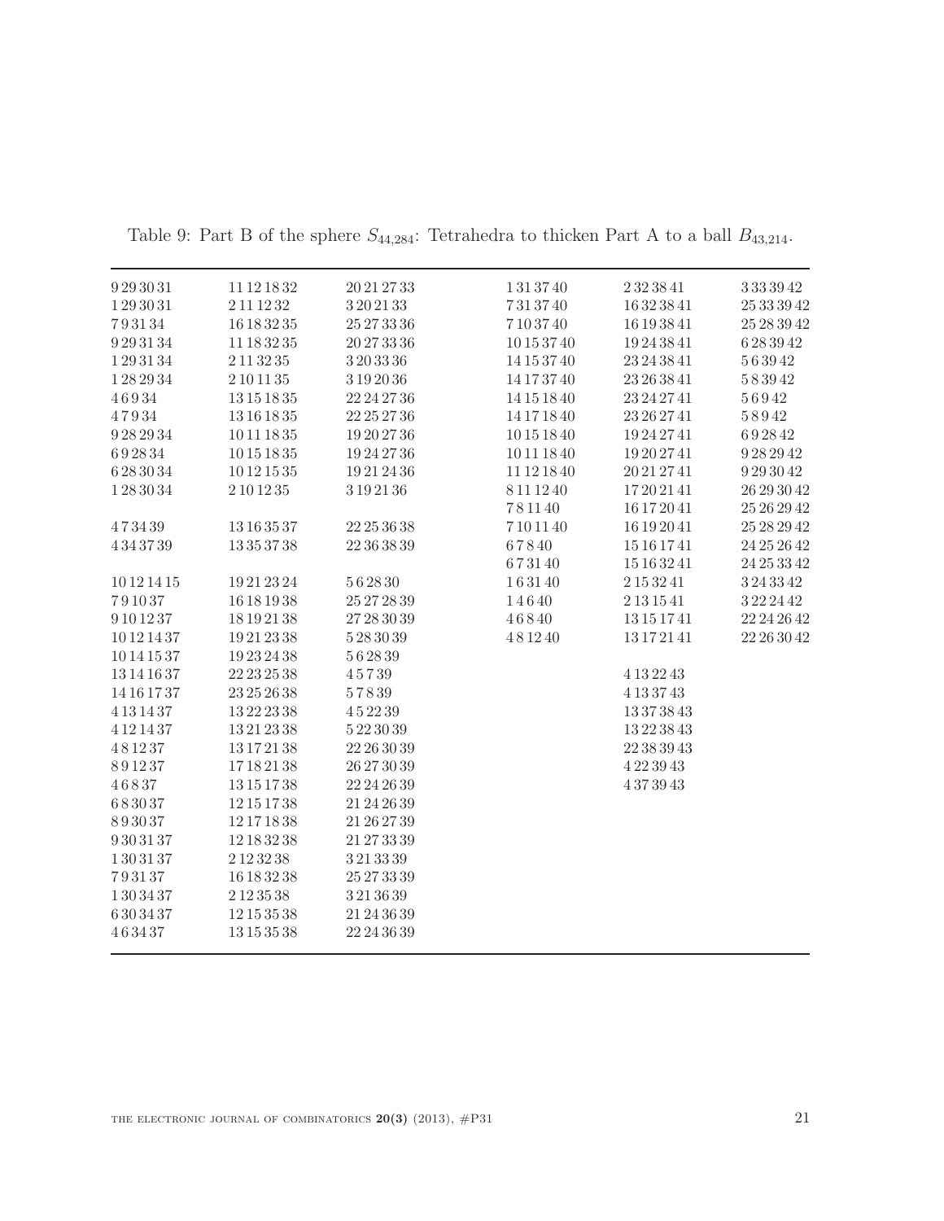Table 9: Part B of the sphere $S_{44,284}$: Tetrahedra to thicken Part A to a ball $B_{43,214}$.

| | | | | | |
|---|---|---|---|---|---|
| 9 29 30 31 | 11 12 18 32 | 20 21 27 33 | 1 13 37 40 | 2 32 38 41 | 3 33 39 42 |
| 1 29 30 31 | 2 11 12 32 | 3 20 21 33 | 7 31 37 40 | 16 32 38 41 | 25 33 39 42 |
| 7 9 31 34 | 16 18 32 35 | 25 27 33 36 | 7 10 37 40 | 16 19 38 41 | 25 28 39 42 |
| 9 29 31 34 | 11 18 32 35 | 20 27 33 36 | 10 15 37 40 | 19 24 38 41 | 6 28 39 42 |
| 1 29 31 34 | 2 11 32 35 | 3 20 33 36 | 14 15 37 40 | 23 24 38 41 | 5 6 39 42 |
| 1 28 29 34 | 2 10 11 35 | 3 19 20 36 | 14 17 37 40 | 23 26 38 41 | 5 8 39 42 |
| 4 6 9 34 | 13 15 18 35 | 22 24 27 36 | 14 15 18 40 | 23 24 27 41 | 5 6 9 42 |
| 4 7 9 34 | 13 16 18 35 | 22 25 27 36 | 14 17 18 40 | 23 26 27 41 | 5 8 9 42 |
| 9 28 29 34 | 10 11 18 35 | 19 20 27 36 | 10 15 18 40 | 19 24 27 41 | 6 9 28 42 |
| 6 9 28 34 | 10 15 18 35 | 19 24 27 36 | 10 11 18 40 | 19 20 27 41 | 9 28 29 42 |
| 6 28 30 34 | 10 12 15 35 | 19 21 24 36 | 11 12 18 40 | 20 21 27 41 | 9 29 30 42 |
| 1 28 30 34 | 2 10 12 35 | 3 19 21 36 | 8 11 12 40 | 17 20 21 41 | 26 29 30 42 |
| | | | 7 8 11 40 | 16 17 20 41 | 25 26 29 42 |
| 4 7 34 39 | 13 16 35 37 | 22 25 36 38 | 7 10 11 40 | 16 19 20 41 | 25 28 29 42 |
| 4 34 37 39 | 13 35 37 38 | 22 36 38 39 | 6 7 8 40 | 15 16 17 41 | 24 25 26 42 |
| | | | 6 7 31 40 | 15 16 32 41 | 24 25 33 42 |
| 10 12 14 15 | 19 21 23 24 | 5 6 28 30 | 1 6 31 40 | 2 15 32 41 | 3 24 33 42 |
| 7 9 10 37 | 16 18 19 38 | 25 27 28 39 | 1 4 6 40 | 2 13 15 41 | 3 22 24 42 |
| 9 10 12 37 | 18 19 21 38 | 27 28 30 39 | 4 6 8 40 | 13 15 17 41 | 22 24 26 42 |
| 10 12 14 37 | 19 21 23 38 | 5 28 30 39 | 4 8 12 40 | 13 17 21 41 | 22 26 30 42 |
| 10 14 15 37 | 19 23 24 38 | 5 6 28 39 | | | |
| 13 14 16 37 | 22 23 25 38 | 4 5 7 39 | | 4 13 22 43 | |
| 14 16 17 37 | 23 25 26 38 | 5 7 8 39 | | 4 13 37 43 | |
| 4 13 14 37 | 13 22 23 38 | 4 5 22 39 | | 13 37 38 43 | |
| 4 12 14 37 | 13 21 23 38 | 5 22 30 39 | | 13 22 38 43 | |
| 4 8 12 37 | 13 17 21 38 | 22 26 30 39 | | 22 38 39 43 | |
| 8 9 12 37 | 17 18 21 38 | 26 27 30 39 | | 4 22 39 43 | |
| 4 6 8 37 | 13 15 17 38 | 22 24 26 39 | | 4 37 39 43 | |
| 6 8 30 37 | 12 15 17 38 | 21 24 26 39 | | | |
| 8 9 30 37 | 12 17 18 38 | 21 26 27 39 | | | |
| 9 30 31 37 | 12 18 32 38 | 21 27 33 39 | | | |
| 1 30 31 37 | 2 12 32 38 | 3 21 33 39 | | | |
| 7 9 31 37 | 16 18 32 38 | 25 27 33 39 | | | |
| 1 30 34 37 | 2 12 35 38 | 3 21 36 39 | | | |
| 6 30 34 37 | 12 15 35 38 | 21 24 36 39 | | | |
| 4 6 34 37 | 13 15 35 38 | 22 24 36 39 | | | |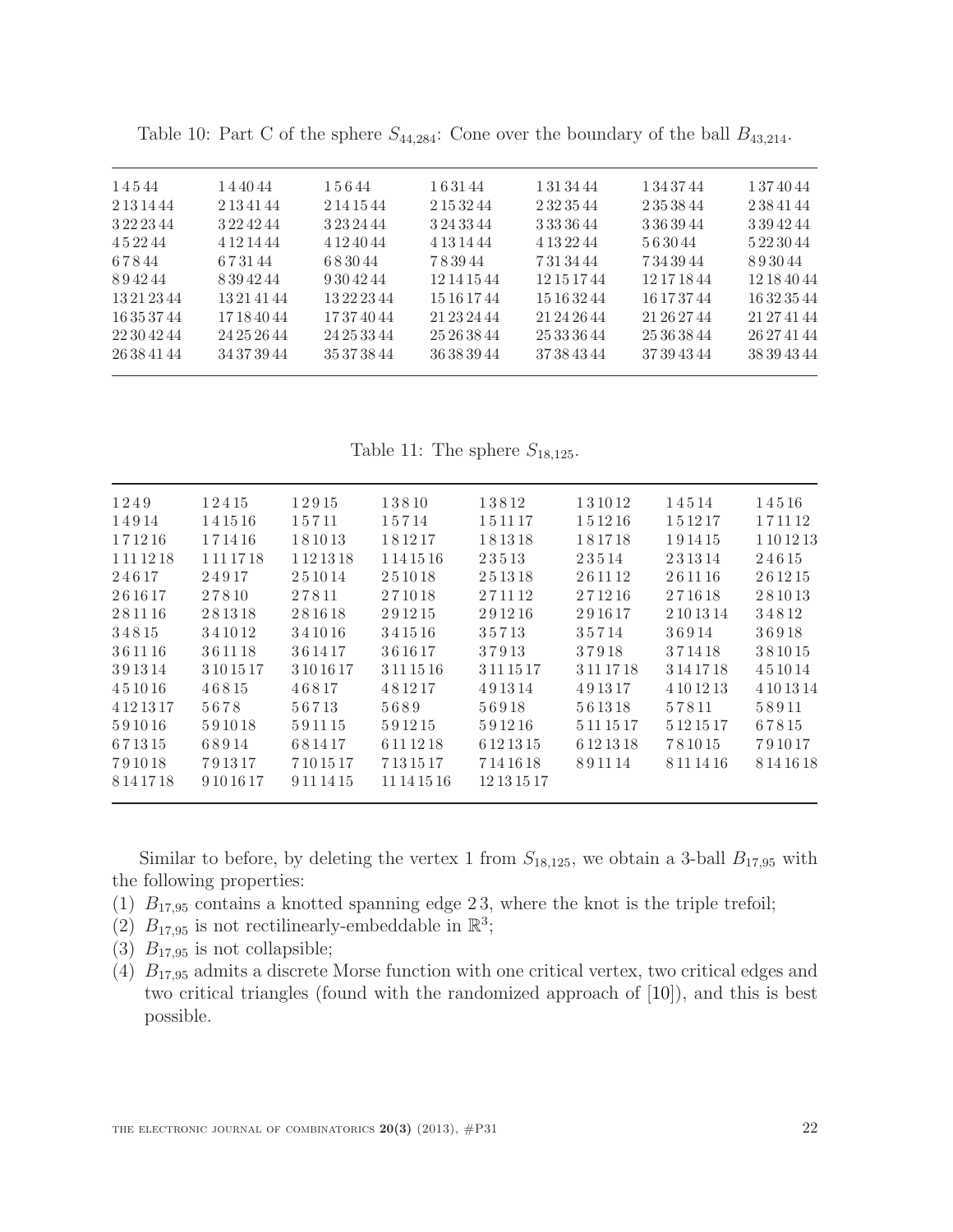Table 10: Part C of the sphere $S_{44,284}$: Cone over the boundary of the ball $B_{43,214}$.

| | | | | | | |
|---|---|---|---|---|---|---|
| 1 4 5 44 | 1 4 40 44 | 1 5 6 44 | 1 6 31 44 | 1 31 34 44 | 1 34 37 44 | 1 37 40 44 |
| 2 13 14 44 | 2 13 41 44 | 2 14 15 44 | 2 15 32 44 | 2 32 35 44 | 2 35 38 44 | 2 38 41 44 |
| 3 22 23 44 | 3 22 42 44 | 3 23 24 44 | 3 24 33 44 | 3 33 36 44 | 3 36 39 44 | 3 39 42 44 |
| 4 5 22 44 | 4 12 14 44 | 4 12 40 44 | 4 13 14 44 | 4 13 22 44 | 5 6 30 44 | 5 22 30 44 |
| 6 7 8 44 | 6 7 31 44 | 6 8 30 44 | 7 8 39 44 | 7 31 34 44 | 7 34 39 44 | 8 9 30 44 |
| 8 9 42 44 | 8 39 42 44 | 9 30 42 44 | 12 14 15 44 | 12 15 17 44 | 12 17 18 44 | 12 18 40 44 |
| 13 21 23 44 | 13 21 41 44 | 13 22 23 44 | 15 16 17 44 | 15 16 32 44 | 16 17 37 44 | 16 32 35 44 |
| 16 35 37 44 | 17 18 40 44 | 17 37 40 44 | 21 23 24 44 | 21 24 26 44 | 21 26 27 44 | 21 27 41 44 |
| 22 30 42 44 | 24 25 26 44 | 24 25 33 44 | 25 26 38 44 | 25 33 36 44 | 25 36 38 44 | 26 27 41 44 |
| 26 38 41 44 | 34 37 39 44 | 35 37 38 44 | 36 38 39 44 | 37 38 43 44 | 37 39 43 44 | 38 39 43 44 |

Table 11: The sphere $S_{18,125}$.

| | | | | | | | |
|---|---|---|---|---|---|---|---|
| 1 2 4 9 | 1 2 4 15 | 1 2 9 15 | 1 3 8 10 | 1 3 8 12 | 1 3 10 12 | 1 4 5 14 | 1 4 5 16 |
| 1 4 9 14 | 1 4 15 16 | 1 5 7 11 | 1 5 7 14 | 1 5 11 17 | 1 5 12 16 | 1 5 12 17 | 1 7 11 12 |
| 1 7 12 16 | 1 7 14 16 | 1 8 10 13 | 1 8 12 17 | 1 8 13 18 | 1 8 17 18 | 1 9 14 15 | 1 10 12 13 |
| 1 11 12 18 | 1 11 17 18 | 1 12 13 18 | 1 14 15 16 | 2 3 5 13 | 2 3 5 14 | 2 3 13 14 | 2 4 6 15 |
| 2 4 6 17 | 2 4 9 17 | 2 5 10 14 | 2 5 10 18 | 2 5 13 18 | 2 6 11 12 | 2 6 11 16 | 2 6 12 15 |
| 2 6 16 17 | 2 7 8 10 | 2 7 8 11 | 2 7 10 18 | 2 7 11 12 | 2 7 12 16 | 2 7 16 18 | 2 8 10 13 |
| 2 8 11 16 | 2 8 13 18 | 2 8 16 18 | 2 9 12 15 | 2 9 12 16 | 2 9 16 17 | 2 10 13 14 | 3 4 8 12 |
| 3 4 8 15 | 3 4 10 12 | 3 4 10 16 | 3 4 15 16 | 3 5 7 13 | 3 5 7 14 | 3 6 9 14 | 3 6 9 18 |
| 3 6 11 16 | 3 6 11 18 | 3 6 14 17 | 3 6 16 17 | 3 7 9 13 | 3 7 9 18 | 3 7 14 18 | 3 8 10 15 |
| 3 9 13 14 | 3 10 15 17 | 3 10 16 17 | 3 11 15 16 | 3 11 15 17 | 3 11 17 18 | 3 14 17 18 | 4 5 10 14 |
| 4 5 10 16 | 4 6 8 15 | 4 6 8 17 | 4 8 12 17 | 4 9 13 14 | 4 9 13 17 | 4 10 12 13 | 4 10 13 14 |
| 4 12 13 17 | 5 6 7 8 | 5 6 7 13 | 5 6 8 9 | 5 6 9 18 | 5 6 13 18 | 5 7 8 11 | 5 8 9 11 |
| 5 9 10 16 | 5 9 10 18 | 5 9 11 15 | 5 9 12 15 | 5 9 12 16 | 5 11 15 17 | 5 12 15 17 | 6 7 8 15 |
| 6 7 13 15 | 6 8 9 14 | 6 8 14 17 | 6 11 12 18 | 6 12 13 15 | 6 12 13 18 | 7 8 10 15 | 7 9 10 17 |
| 7 9 10 18 | 7 9 13 17 | 7 10 15 17 | 7 13 15 17 | 7 14 16 18 | 8 9 11 14 | 8 11 14 16 | 8 14 16 18 |
| 8 14 17 18 | 9 10 16 17 | 9 11 14 15 | 11 14 15 16 | 12 13 15 17 | | | |

Similar to before, by deleting the vertex 1 from $S_{18,125}$, we obtain a 3-ball $B_{17,95}$ with the following properties:

(1) $B_{17,95}$ contains a knotted spanning edge 2 3, where the knot is the triple trefoil;
(2) $B_{17,95}$ is not rectilinearly-embeddable in $\mathbb{R}^3$;
(3) $B_{17,95}$ is not collapsible;
(4) $B_{17,95}$ admits a discrete Morse function with one critical vertex, two critical edges and two critical triangles (found with the randomized approach of [10]), and this is best possible.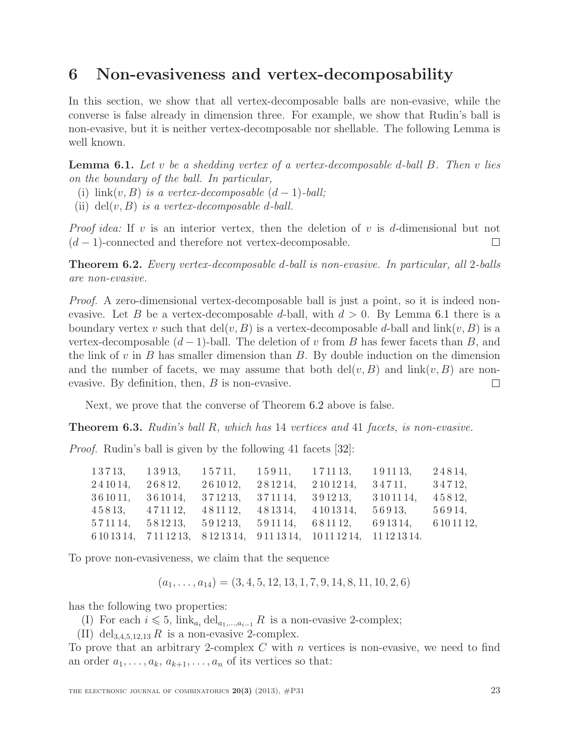## 6 Non-evasiveness and vertex-decomposability

In this section, we show that all vertex-decomposable balls are non-evasive, while the converse is false already in dimension three. For example, we show that Rudin's ball is non-evasive, but it is neither vertex-decomposable nor shellable. The following Lemma is well known.

**Lemma 6.1.** *Let $v$ be a shedding vertex of a vertex-decomposable $d$-ball $B$. Then $v$ lies on the boundary of the ball. In particular,*

(i) *$\text{link}(v, B)$ is a vertex-decomposable $(d-1)$-ball;*

(ii) *$\text{del}(v, B)$ is a vertex-decomposable $d$-ball.*

*Proof idea:* If $v$ is an interior vertex, then the deletion of $v$ is $d$-dimensional but not $(d-1)$-connected and therefore not vertex-decomposable. □

**Theorem 6.2.** *Every vertex-decomposable $d$-ball is non-evasive. In particular, all 2-balls are non-evasive.*

*Proof.* A zero-dimensional vertex-decomposable ball is just a point, so it is indeed non-evasive. Let $B$ be a vertex-decomposable $d$-ball, with $d > 0$. By Lemma 6.1 there is a boundary vertex $v$ such that $\text{del}(v, B)$ is a vertex-decomposable $d$-ball and $\text{link}(v, B)$ is a vertex-decomposable $(d-1)$-ball. The deletion of $v$ from $B$ has fewer facets than $B$, and the link of $v$ in $B$ has smaller dimension than $B$. By double induction on the dimension and the number of facets, we may assume that both $\text{del}(v, B)$ and $\text{link}(v, B)$ are non-evasive. By definition, then, $B$ is non-evasive. □

Next, we prove that the converse of Theorem 6.2 above is false.

**Theorem 6.3.** *Rudin's ball $R$, which has 14 vertices and 41 facets, is non-evasive.*

*Proof.* Rudin's ball is given by the following 41 facets [32]:

1 3 7 13, 1 3 9 13, 1 5 7 11, 1 5 9 11, 1 7 11 13, 1 9 11 13, 2 4 8 14,
2 4 10 14, 2 6 8 12, 2 6 10 12, 2 8 12 14, 2 10 12 14, 3 4 7 11, 3 4 7 12,
3 6 10 11, 3 6 10 14, 3 7 12 13, 3 7 11 14, 3 9 12 13, 3 10 11 14, 4 5 8 12,
4 5 8 13, 4 7 11 12, 4 8 11 12, 4 8 13 14, 4 10 13 14, 5 6 9 13, 5 6 9 14,
5 7 11 14, 5 8 12 13, 5 9 12 13, 5 9 11 14, 6 8 11 12, 6 9 13 14, 6 10 11 12,
6 10 13 14, 7 11 12 13, 8 12 13 14, 9 11 13 14, 10 11 12 14, 11 12 13 14.

To prove non-evasiveness, we claim that the sequence

$$(a_1, \ldots, a_{14}) = (3, 4, 5, 12, 13, 1, 7, 9, 14, 8, 11, 10, 2, 6)$$

has the following two properties:

(I) For each $i \leqslant 5$, $\text{link}_{a_i} \text{del}_{a_1,\ldots,a_{i-1}} R$ is a non-evasive 2-complex;

(II) $\text{del}_{3,4,5,12,13} R$ is a non-evasive 2-complex.

To prove that an arbitrary 2-complex $C$ with $n$ vertices is non-evasive, we need to find an order $a_1, \ldots, a_k, a_{k+1}, \ldots, a_n$ of its vertices so that: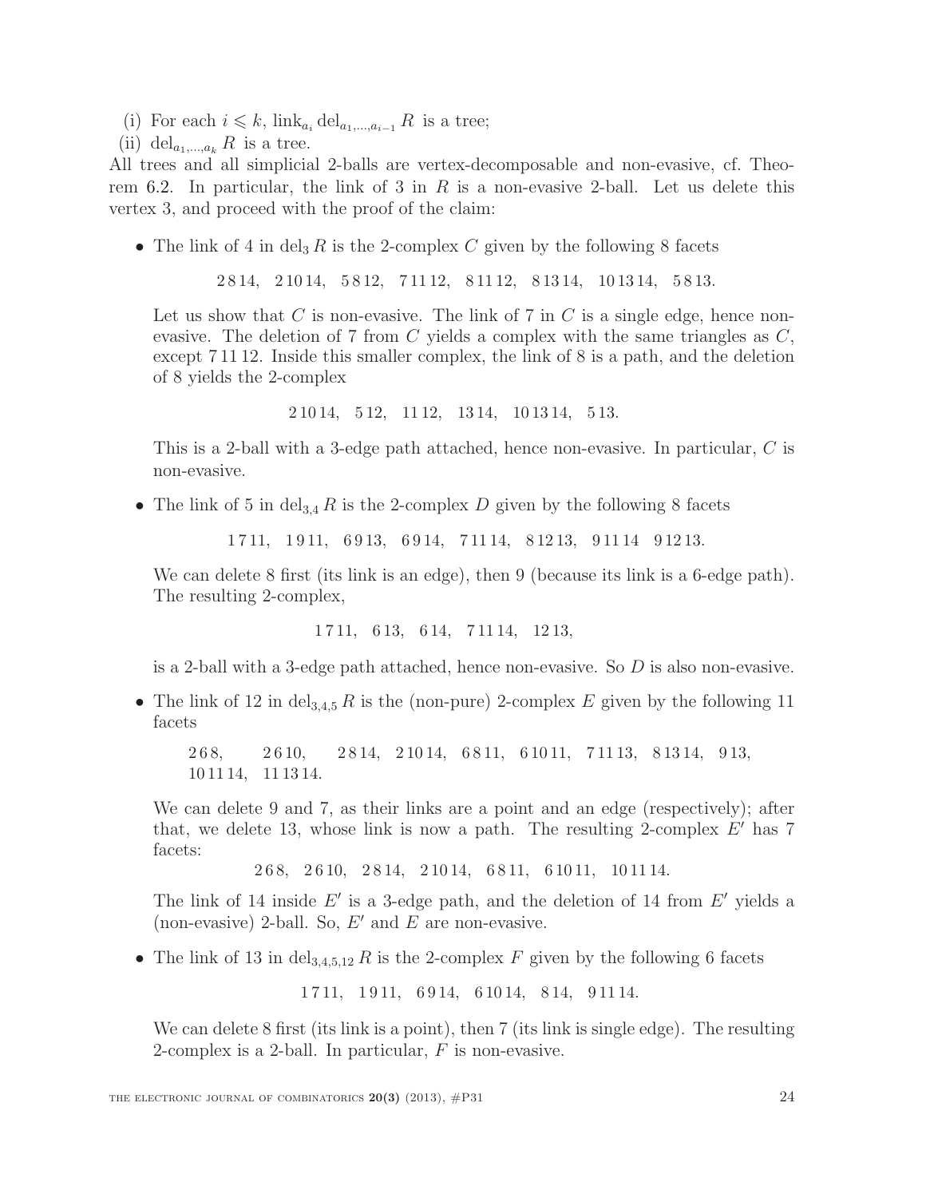(i) For each $i \leqslant k$, $\mathrm{link}_{a_i} \mathrm{del}_{a_1,\ldots,a_{i-1}} R$ is a tree;

(ii) $\mathrm{del}_{a_1,\ldots,a_k} R$ is a tree.

All trees and all simplicial 2-balls are vertex-decomposable and non-evasive, cf. Theorem 6.2. In particular, the link of 3 in $R$ is a non-evasive 2-ball. Let us delete this vertex 3, and proceed with the proof of the claim:

- The link of 4 in $\mathrm{del}_3 R$ is the 2-complex $C$ given by the following 8 facets

$$2\,8\,14,\quad 2\,10\,14,\quad 5\,8\,12,\quad 7\,11\,12,\quad 8\,11\,12,\quad 8\,13\,14,\quad 10\,13\,14,\quad 5\,8\,13.$$

  Let us show that $C$ is non-evasive. The link of 7 in $C$ is a single edge, hence non-evasive. The deletion of 7 from $C$ yields a complex with the same triangles as $C$, except $7\,11\,12$. Inside this smaller complex, the link of 8 is a path, and the deletion of 8 yields the 2-complex

$$2\,10\,14,\quad 5\,12,\quad 11\,12,\quad 13\,14,\quad 10\,13\,14,\quad 5\,13.$$

  This is a 2-ball with a 3-edge path attached, hence non-evasive. In particular, $C$ is non-evasive.

- The link of 5 in $\mathrm{del}_{3,4} R$ is the 2-complex $D$ given by the following 8 facets

$$1\,7\,11,\quad 1\,9\,11,\quad 6\,9\,13,\quad 6\,9\,14,\quad 7\,11\,14,\quad 8\,12\,13,\quad 9\,11\,14\quad 9\,12\,13.$$

  We can delete 8 first (its link is an edge), then 9 (because its link is a 6-edge path). The resulting 2-complex,

$$1\,7\,11,\quad 6\,13,\quad 6\,14,\quad 7\,11\,14,\quad 12\,13,$$

  is a 2-ball with a 3-edge path attached, hence non-evasive. So $D$ is also non-evasive.

- The link of 12 in $\mathrm{del}_{3,4,5} R$ is the (non-pure) 2-complex $E$ given by the following 11 facets

$$2\,6\,8,\quad 2\,6\,10,\quad 2\,8\,14,\quad 2\,10\,14,\quad 6\,8\,11,\quad 6\,10\,11,\quad 7\,11\,13,\quad 8\,13\,14,\quad 9\,13,$$
$$10\,11\,14,\quad 11\,13\,14.$$

  We can delete 9 and 7, as their links are a point and an edge (respectively); after that, we delete 13, whose link is now a path. The resulting 2-complex $E'$ has 7 facets:

$$2\,6\,8,\quad 2\,6\,10,\quad 2\,8\,14,\quad 2\,10\,14,\quad 6\,8\,11,\quad 6\,10\,11,\quad 10\,11\,14.$$

  The link of 14 inside $E'$ is a 3-edge path, and the deletion of 14 from $E'$ yields a (non-evasive) 2-ball. So, $E'$ and $E$ are non-evasive.

- The link of 13 in $\mathrm{del}_{3,4,5,12} R$ is the 2-complex $F$ given by the following 6 facets

$$1\,7\,11,\quad 1\,9\,11,\quad 6\,9\,14,\quad 6\,10\,14,\quad 8\,14,\quad 9\,11\,14.$$

  We can delete 8 first (its link is a point), then 7 (its link is single edge). The resulting 2-complex is a 2-ball. In particular, $F$ is non-evasive.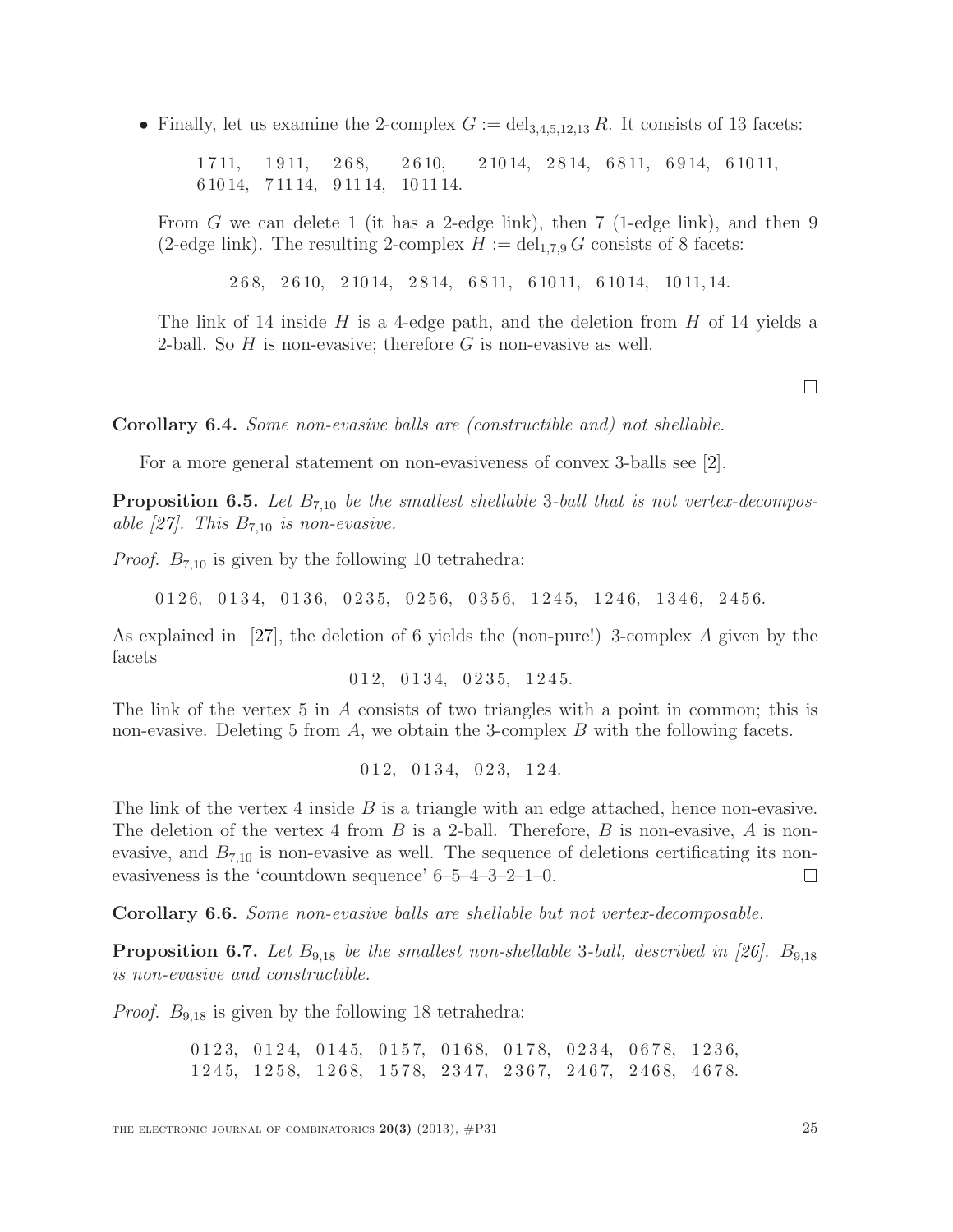- Finally, let us examine the 2-complex $G := \mathrm{del}_{3,4,5,12,13}\, R$. It consists of 13 facets:

  $$1\,7\,11,\quad 1\,9\,11,\quad 2\,6\,8,\quad 2\,6\,10,\quad 2\,10\,14,\quad 2\,8\,14,\quad 6\,8\,11,\quad 6\,9\,14,\quad 6\,10\,11,$$
  $$6\,10\,14,\quad 7\,11\,14,\quad 9\,11\,14,\quad 10\,11\,14.$$

  From $G$ we can delete 1 (it has a 2-edge link), then 7 (1-edge link), and then 9 (2-edge link). The resulting 2-complex $H := \mathrm{del}_{1,7,9}\, G$ consists of 8 facets:

  $$2\,6\,8,\quad 2\,6\,10,\quad 2\,10\,14,\quad 2\,8\,14,\quad 6\,8\,11,\quad 6\,10\,11,\quad 6\,10\,14,\quad 10\,11,14.$$

  The link of 14 inside $H$ is a 4-edge path, and the deletion from $H$ of 14 yields a 2-ball. So $H$ is non-evasive; therefore $G$ is non-evasive as well.

□

**Corollary 6.4.** *Some non-evasive balls are (constructible and) not shellable.*

For a more general statement on non-evasiveness of convex 3-balls see [2].

**Proposition 6.5.** *Let $B_{7,10}$ be the smallest shellable 3-ball that is not vertex-decomposable [27]. This $B_{7,10}$ is non-evasive.*

*Proof.* $B_{7,10}$ is given by the following 10 tetrahedra:

$$0\,1\,2\,6,\quad 0\,1\,3\,4,\quad 0\,1\,3\,6,\quad 0\,2\,3\,5,\quad 0\,2\,5\,6,\quad 0\,3\,5\,6,\quad 1\,2\,4\,5,\quad 1\,2\,4\,6,\quad 1\,3\,4\,6,\quad 2\,4\,5\,6.$$

As explained in [27], the deletion of 6 yields the (non-pure!) 3-complex $A$ given by the facets

$$0\,1\,2,\quad 0\,1\,3\,4,\quad 0\,2\,3\,5,\quad 1\,2\,4\,5.$$

The link of the vertex 5 in $A$ consists of two triangles with a point in common; this is non-evasive. Deleting 5 from $A$, we obtain the 3-complex $B$ with the following facets.

$$0\,1\,2,\quad 0\,1\,3\,4,\quad 0\,2\,3,\quad 1\,2\,4.$$

The link of the vertex 4 inside $B$ is a triangle with an edge attached, hence non-evasive. The deletion of the vertex 4 from $B$ is a 2-ball. Therefore, $B$ is non-evasive, $A$ is non-evasive, and $B_{7,10}$ is non-evasive as well. The sequence of deletions certificating its non-evasiveness is the 'countdown sequence' 6–5–4–3–2–1–0. □

**Corollary 6.6.** *Some non-evasive balls are shellable but not vertex-decomposable.*

**Proposition 6.7.** *Let $B_{9,18}$ be the smallest non-shellable 3-ball, described in [26]. $B_{9,18}$ is non-evasive and constructible.*

*Proof.* $B_{9,18}$ is given by the following 18 tetrahedra:

$$0\,1\,2\,3,\quad 0\,1\,2\,4,\quad 0\,1\,4\,5,\quad 0\,1\,5\,7,\quad 0\,1\,6\,8,\quad 0\,1\,7\,8,\quad 0\,2\,3\,4,\quad 0\,6\,7\,8,\quad 1\,2\,3\,6,$$
$$1\,2\,4\,5,\quad 1\,2\,5\,8,\quad 1\,2\,6\,8,\quad 1\,5\,7\,8,\quad 2\,3\,4\,7,\quad 2\,3\,6\,7,\quad 2\,4\,6\,7,\quad 2\,4\,6\,8,\quad 4\,6\,7\,8.$$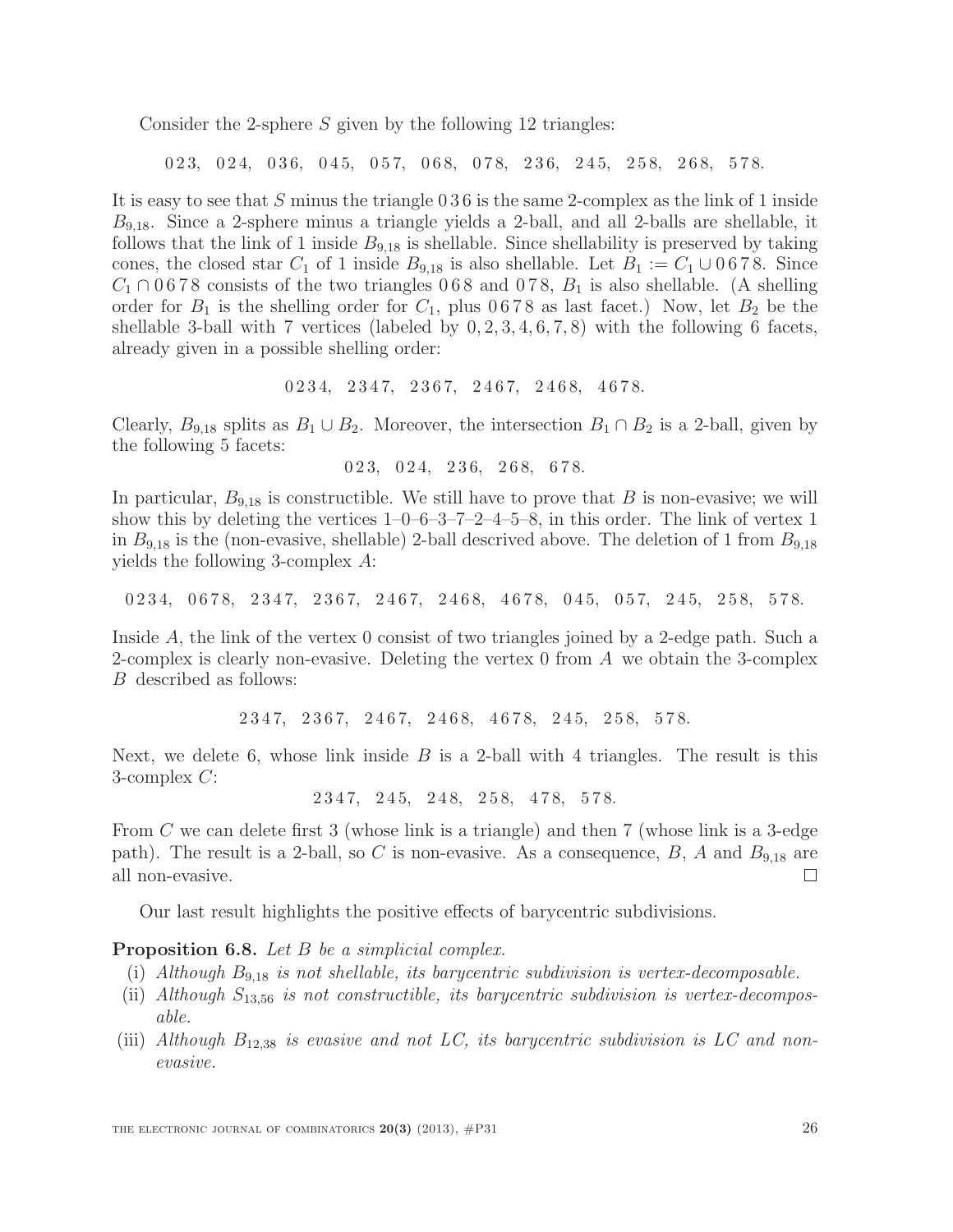Consider the 2-sphere $S$ given by the following 12 triangles:

$$0\,2\,3,\quad 0\,2\,4,\quad 0\,3\,6,\quad 0\,4\,5,\quad 0\,5\,7,\quad 0\,6\,8,\quad 0\,7\,8,\quad 2\,3\,6,\quad 2\,4\,5,\quad 2\,5\,8,\quad 2\,6\,8,\quad 5\,7\,8.$$

It is easy to see that $S$ minus the triangle $0\,3\,6$ is the same 2-complex as the link of 1 inside $B_{9,18}$. Since a 2-sphere minus a triangle yields a 2-ball, and all 2-balls are shellable, it follows that the link of 1 inside $B_{9,18}$ is shellable. Since shellability is preserved by taking cones, the closed star $C_1$ of 1 inside $B_{9,18}$ is also shellable. Let $B_1 := C_1 \cup 0\,6\,7\,8$. Since $C_1 \cap 0\,6\,7\,8$ consists of the two triangles $0\,6\,8$ and $0\,7\,8$, $B_1$ is also shellable. (A shelling order for $B_1$ is the shelling order for $C_1$, plus $0\,6\,7\,8$ as last facet.) Now, let $B_2$ be the shellable 3-ball with 7 vertices (labeled by $0, 2, 3, 4, 6, 7, 8$) with the following 6 facets, already given in a possible shelling order:

$$0\,2\,3\,4,\quad 2\,3\,4\,7,\quad 2\,3\,6\,7,\quad 2\,4\,6\,7,\quad 2\,4\,6\,8,\quad 4\,6\,7\,8.$$

Clearly, $B_{9,18}$ splits as $B_1 \cup B_2$. Moreover, the intersection $B_1 \cap B_2$ is a 2-ball, given by the following 5 facets:

$$0\,2\,3,\quad 0\,2\,4,\quad 2\,3\,6,\quad 2\,6\,8,\quad 6\,7\,8.$$

In particular, $B_{9,18}$ is constructible. We still have to prove that $B$ is non-evasive; we will show this by deleting the vertices 1–0–6–3–7–2–4–5–8, in this order. The link of vertex 1 in $B_{9,18}$ is the (non-evasive, shellable) 2-ball descrived above. The deletion of 1 from $B_{9,18}$ yields the following 3-complex $A$:

$$0\,2\,3\,4,\quad 0\,6\,7\,8,\quad 2\,3\,4\,7,\quad 2\,3\,6\,7,\quad 2\,4\,6\,7,\quad 2\,4\,6\,8,\quad 4\,6\,7\,8,\quad 0\,4\,5,\quad 0\,5\,7,\quad 2\,4\,5,\quad 2\,5\,8,\quad 5\,7\,8.$$

Inside $A$, the link of the vertex 0 consist of two triangles joined by a 2-edge path. Such a 2-complex is clearly non-evasive. Deleting the vertex 0 from $A$ we obtain the 3-complex $B$ described as follows:

$$2\,3\,4\,7,\quad 2\,3\,6\,7,\quad 2\,4\,6\,7,\quad 2\,4\,6\,8,\quad 4\,6\,7\,8,\quad 2\,4\,5,\quad 2\,5\,8,\quad 5\,7\,8.$$

Next, we delete 6, whose link inside $B$ is a 2-ball with 4 triangles. The result is this 3-complex $C$:

$$2\,3\,4\,7,\quad 2\,4\,5,\quad 2\,4\,8,\quad 2\,5\,8,\quad 4\,7\,8,\quad 5\,7\,8.$$

From $C$ we can delete first 3 (whose link is a triangle) and then 7 (whose link is a 3-edge path). The result is a 2-ball, so $C$ is non-evasive. As a consequence, $B$, $A$ and $B_{9,18}$ are all non-evasive. □

Our last result highlights the positive effects of barycentric subdivisions.

**Proposition 6.8.** *Let $B$ be a simplicial complex.*

(i) *Although $B_{9,18}$ is not shellable, its barycentric subdivision is vertex-decomposable.*

(ii) *Although $S_{13,56}$ is not constructible, its barycentric subdivision is vertex-decomposable.*

(iii) *Although $B_{12,38}$ is evasive and not LC, its barycentric subdivision is LC and non-evasive.*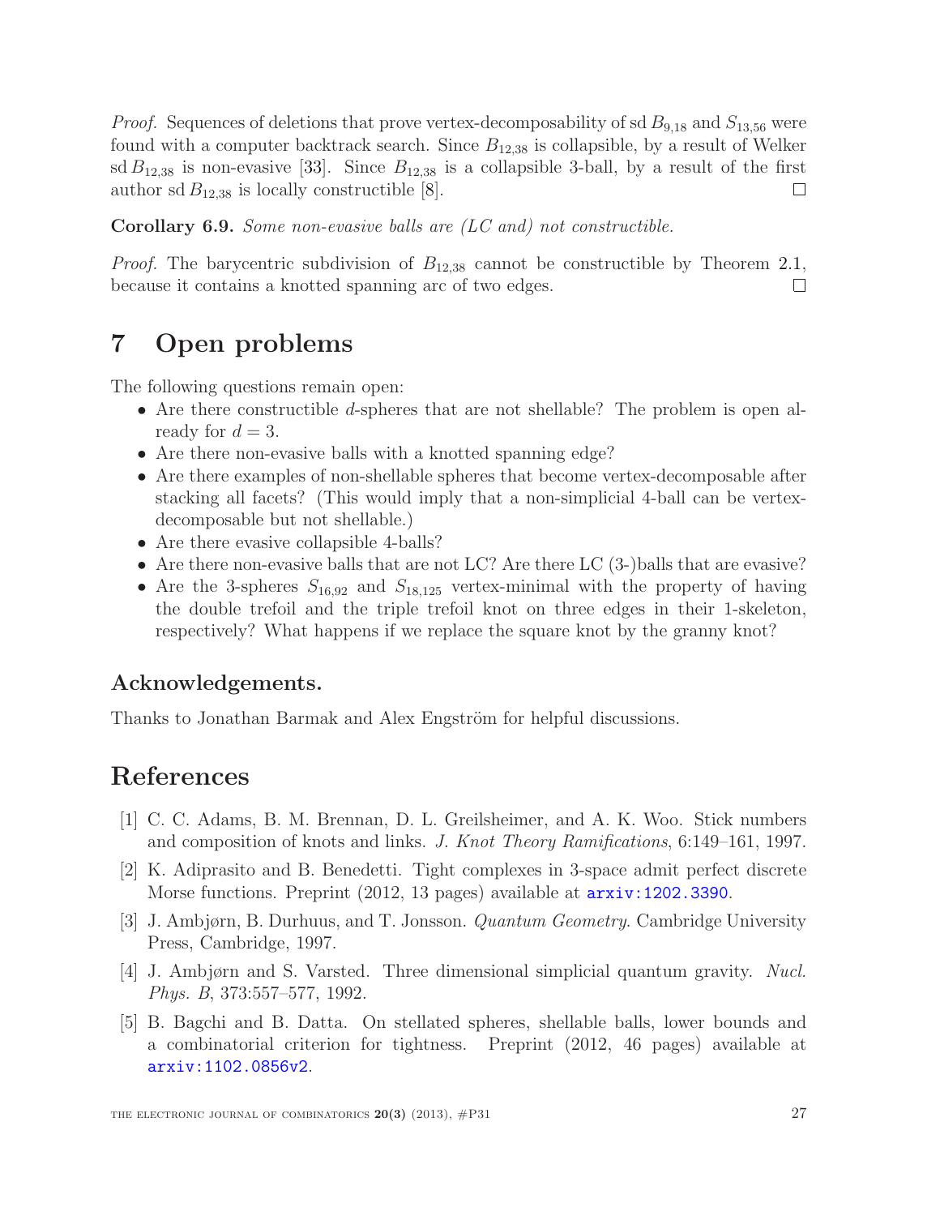*Proof.* Sequences of deletions that prove vertex-decomposability of sd $B_{9,18}$ and $S_{13,56}$ were found with a computer backtrack search. Since $B_{12,38}$ is collapsible, by a result of Welker sd $B_{12,38}$ is non-evasive [33]. Since $B_{12,38}$ is a collapsible 3-ball, by a result of the first author sd $B_{12,38}$ is locally constructible [8]. □

**Corollary 6.9.** *Some non-evasive balls are (LC and) not constructible.*

*Proof.* The barycentric subdivision of $B_{12,38}$ cannot be constructible by Theorem 2.1, because it contains a knotted spanning arc of two edges. □

# 7 Open problems

The following questions remain open:

- Are there constructible $d$-spheres that are not shellable? The problem is open already for $d = 3$.
- Are there non-evasive balls with a knotted spanning edge?
- Are there examples of non-shellable spheres that become vertex-decomposable after stacking all facets? (This would imply that a non-simplicial 4-ball can be vertex-decomposable but not shellable.)
- Are there evasive collapsible 4-balls?
- Are there non-evasive balls that are not LC? Are there LC (3-)balls that are evasive?
- Are the 3-spheres $S_{16,92}$ and $S_{18,125}$ vertex-minimal with the property of having the double trefoil and the triple trefoil knot on three edges in their 1-skeleton, respectively? What happens if we replace the square knot by the granny knot?

## Acknowledgements.

Thanks to Jonathan Barmak and Alex Engström for helpful discussions.

# References

[1] C. C. Adams, B. M. Brennan, D. L. Greilsheimer, and A. K. Woo. Stick numbers and composition of knots and links. *J. Knot Theory Ramifications*, 6:149–161, 1997.

[2] K. Adiprasito and B. Benedetti. Tight complexes in 3-space admit perfect discrete Morse functions. Preprint (2012, 13 pages) available at arxiv:1202.3390.

[3] J. Ambjørn, B. Durhuus, and T. Jonsson. *Quantum Geometry*. Cambridge University Press, Cambridge, 1997.

[4] J. Ambjørn and S. Varsted. Three dimensional simplicial quantum gravity. *Nucl. Phys. B*, 373:557–577, 1992.

[5] B. Bagchi and B. Datta. On stellated spheres, shellable balls, lower bounds and a combinatorial criterion for tightness. Preprint (2012, 46 pages) available at arxiv:1102.0856v2.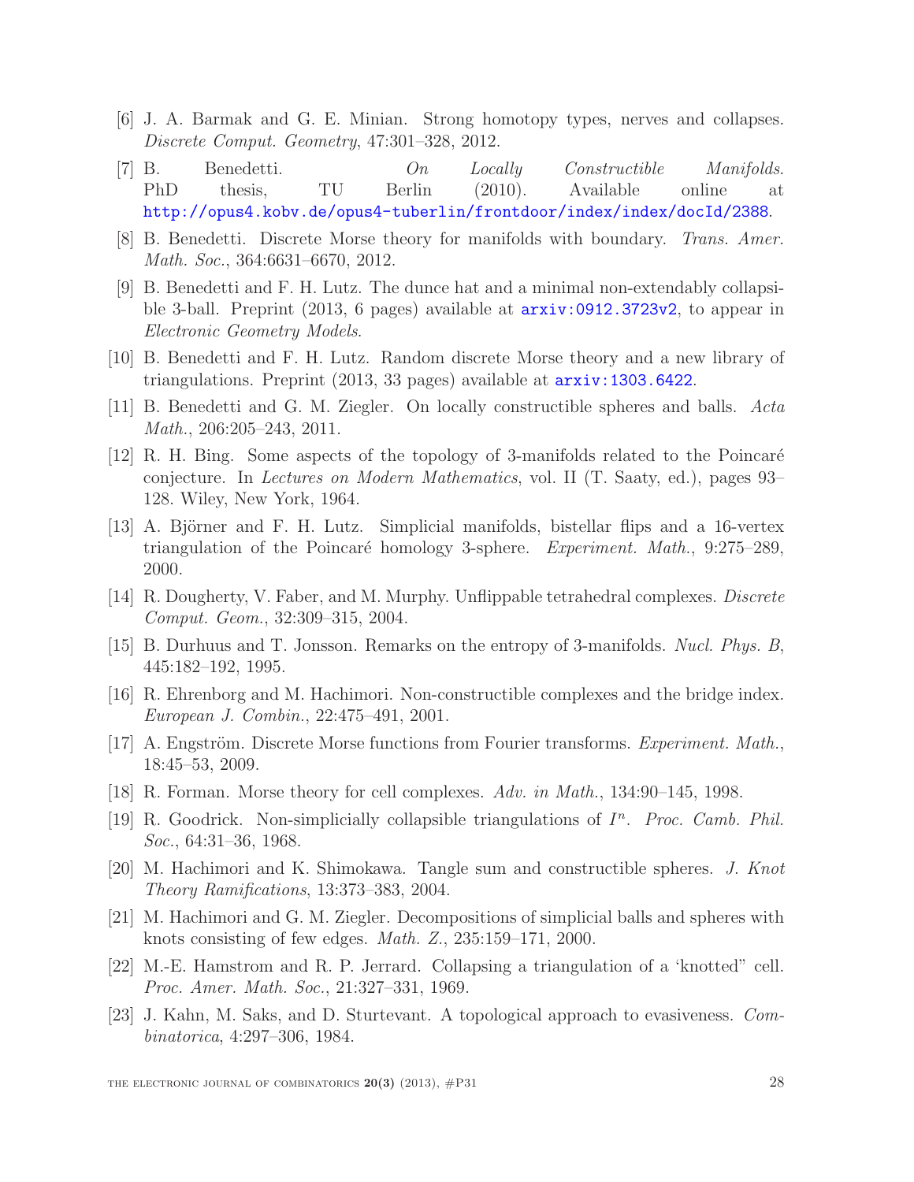[6] J. A. Barmak and G. E. Minian. Strong homotopy types, nerves and collapses. *Discrete Comput. Geometry*, 47:301–328, 2012.

[7] B. Benedetti. *On Locally Constructible Manifolds.* PhD thesis, TU Berlin (2010). Available online at http://opus4.kobv.de/opus4-tuberlin/frontdoor/index/index/docId/2388.

[8] B. Benedetti. Discrete Morse theory for manifolds with boundary. *Trans. Amer. Math. Soc.*, 364:6631–6670, 2012.

[9] B. Benedetti and F. H. Lutz. The dunce hat and a minimal non-extendably collapsible 3-ball. Preprint (2013, 6 pages) available at arxiv:0912.3723v2, to appear in *Electronic Geometry Models*.

[10] B. Benedetti and F. H. Lutz. Random discrete Morse theory and a new library of triangulations. Preprint (2013, 33 pages) available at arxiv:1303.6422.

[11] B. Benedetti and G. M. Ziegler. On locally constructible spheres and balls. *Acta Math.*, 206:205–243, 2011.

[12] R. H. Bing. Some aspects of the topology of 3-manifolds related to the Poincaré conjecture. In *Lectures on Modern Mathematics*, vol. II (T. Saaty, ed.), pages 93–128. Wiley, New York, 1964.

[13] A. Björner and F. H. Lutz. Simplicial manifolds, bistellar flips and a 16-vertex triangulation of the Poincaré homology 3-sphere. *Experiment. Math.*, 9:275–289, 2000.

[14] R. Dougherty, V. Faber, and M. Murphy. Unflippable tetrahedral complexes. *Discrete Comput. Geom.*, 32:309–315, 2004.

[15] B. Durhuus and T. Jonsson. Remarks on the entropy of 3-manifolds. *Nucl. Phys. B*, 445:182–192, 1995.

[16] R. Ehrenborg and M. Hachimori. Non-constructible complexes and the bridge index. *European J. Combin.*, 22:475–491, 2001.

[17] A. Engström. Discrete Morse functions from Fourier transforms. *Experiment. Math.*, 18:45–53, 2009.

[18] R. Forman. Morse theory for cell complexes. *Adv. in Math.*, 134:90–145, 1998.

[19] R. Goodrick. Non-simplicially collapsible triangulations of $I^n$. *Proc. Camb. Phil. Soc.*, 64:31–36, 1968.

[20] M. Hachimori and K. Shimokawa. Tangle sum and constructible spheres. *J. Knot Theory Ramifications*, 13:373–383, 2004.

[21] M. Hachimori and G. M. Ziegler. Decompositions of simplicial balls and spheres with knots consisting of few edges. *Math. Z.*, 235:159–171, 2000.

[22] M.-E. Hamstrom and R. P. Jerrard. Collapsing a triangulation of a 'knotted" cell. *Proc. Amer. Math. Soc.*, 21:327–331, 1969.

[23] J. Kahn, M. Saks, and D. Sturtevant. A topological approach to evasiveness. *Combinatorica*, 4:297–306, 1984.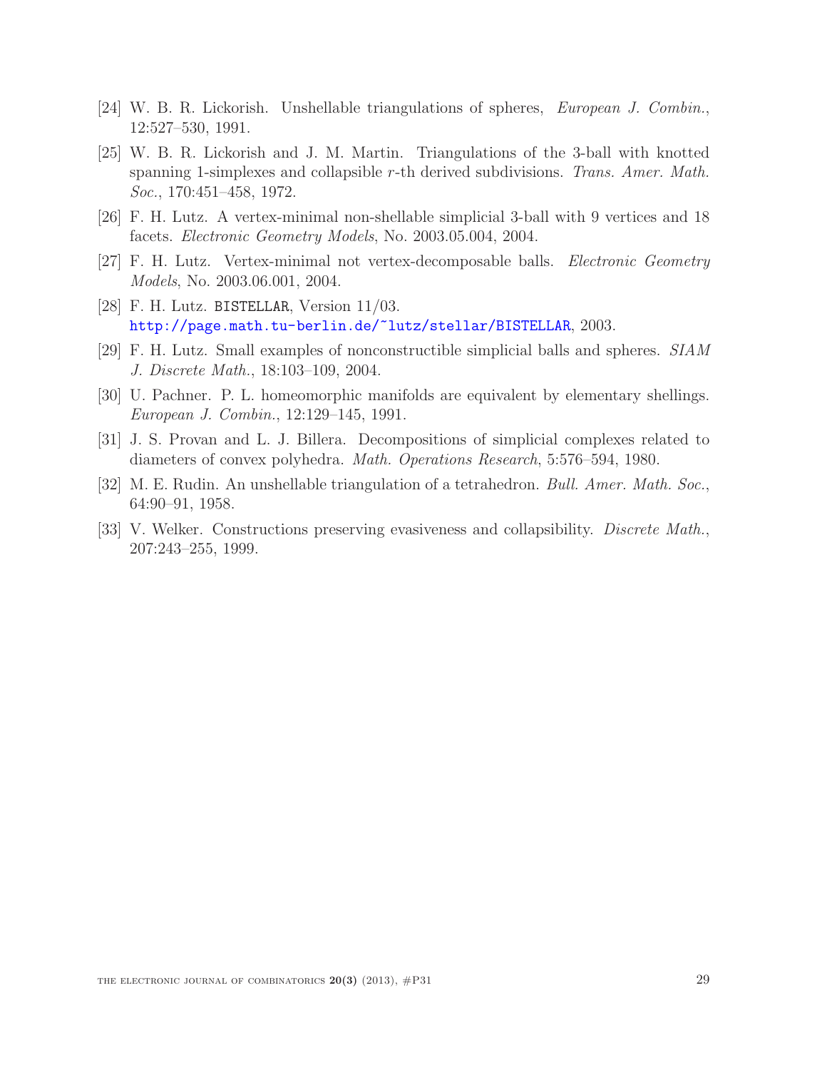[24] W. B. R. Lickorish. Unshellable triangulations of spheres, *European J. Combin.*, 12:527–530, 1991.

[25] W. B. R. Lickorish and J. M. Martin. Triangulations of the 3-ball with knotted spanning 1-simplexes and collapsible $r$-th derived subdivisions. *Trans. Amer. Math. Soc.*, 170:451–458, 1972.

[26] F. H. Lutz. A vertex-minimal non-shellable simplicial 3-ball with 9 vertices and 18 facets. *Electronic Geometry Models*, No. 2003.05.004, 2004.

[27] F. H. Lutz. Vertex-minimal not vertex-decomposable balls. *Electronic Geometry Models*, No. 2003.06.001, 2004.

[28] F. H. Lutz. `BISTELLAR`, Version 11/03. http://page.math.tu-berlin.de/~lutz/stellar/BISTELLAR, 2003.

[29] F. H. Lutz. Small examples of nonconstructible simplicial balls and spheres. *SIAM J. Discrete Math.*, 18:103–109, 2004.

[30] U. Pachner. P. L. homeomorphic manifolds are equivalent by elementary shellings. *European J. Combin.*, 12:129–145, 1991.

[31] J. S. Provan and L. J. Billera. Decompositions of simplicial complexes related to diameters of convex polyhedra. *Math. Operations Research*, 5:576–594, 1980.

[32] M. E. Rudin. An unshellable triangulation of a tetrahedron. *Bull. Amer. Math. Soc.*, 64:90–91, 1958.

[33] V. Welker. Constructions preserving evasiveness and collapsibility. *Discrete Math.*, 207:243–255, 1999.